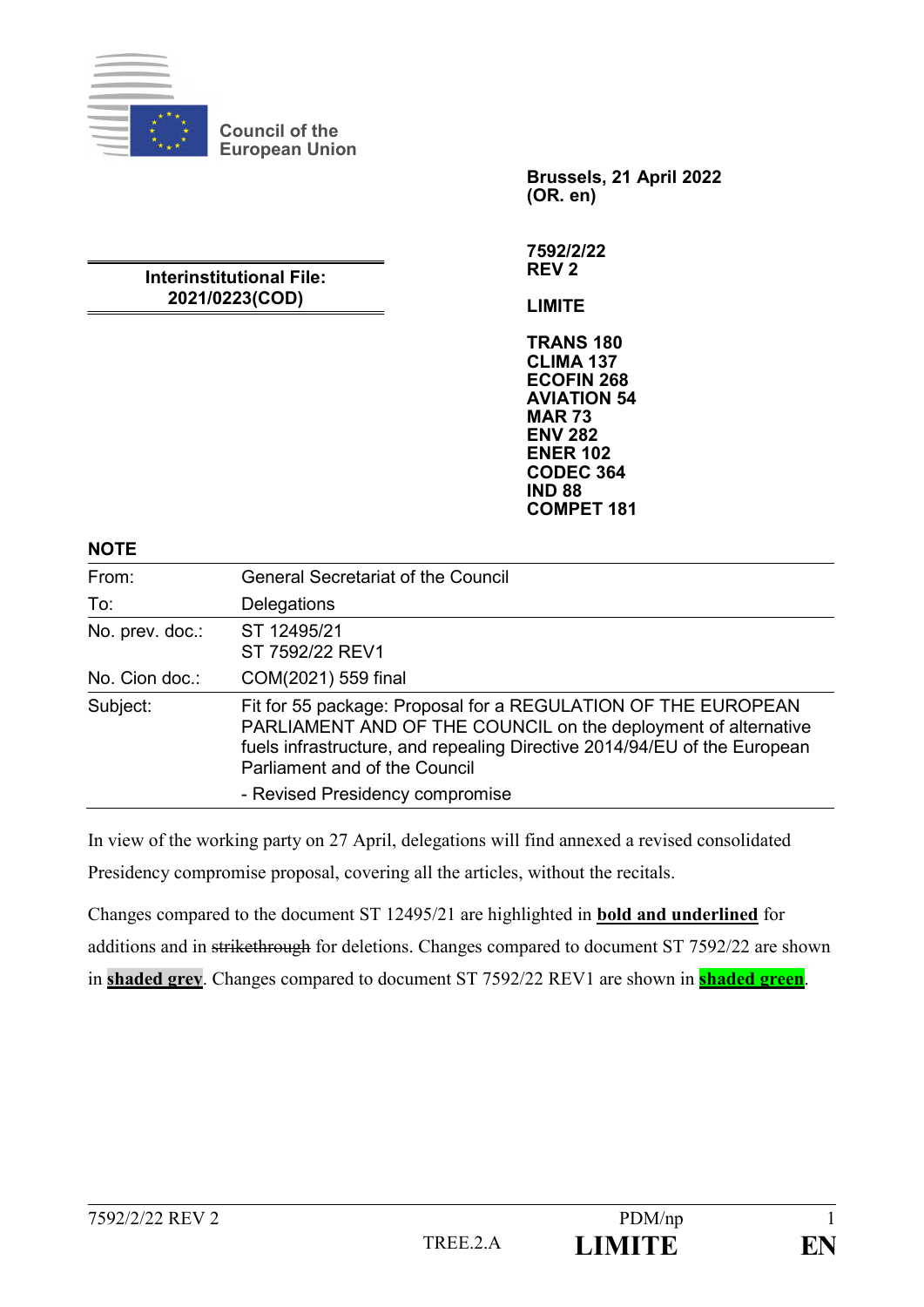Council of the European Union

**Brussels, 21 April 2022**
**(OR. en)**

**Interinstitutional File:**
**2021/0223(COD)**

**7592/2/22**
**REV 2**

**LIMITE**

**TRANS 180**
**CLIMA 137**
**ECOFIN 268**
**AVIATION 54**
**MAR 73**
**ENV 282**
**ENER 102**
**CODEC 364**
**IND 88**
**COMPET 181**

**NOTE**

| | |
|---|---|
| From: | General Secretariat of the Council |
| To: | Delegations |
| No. prev. doc.: | ST 12495/21<br>ST 7592/22 REV1 |
| No. Cion doc.: | COM(2021) 559 final |
| Subject: | Fit for 55 package: Proposal for a REGULATION OF THE EUROPEAN PARLIAMENT AND OF THE COUNCIL on the deployment of alternative fuels infrastructure, and repealing Directive 2014/94/EU of the European Parliament and of the Council<br>- Revised Presidency compromise |

In view of the working party on 27 April, delegations will find annexed a revised consolidated Presidency compromise proposal, covering all the articles, without the recitals.

Changes compared to the document ST 12495/21 are highlighted in **<u>bold and underlined</u>** for additions and in ~~strikethrough~~ for deletions. Changes compared to document ST 7592/22 are shown in **<u>shaded grey</u>**. Changes compared to document ST 7592/22 REV1 are shown in **<u>shaded green</u>**.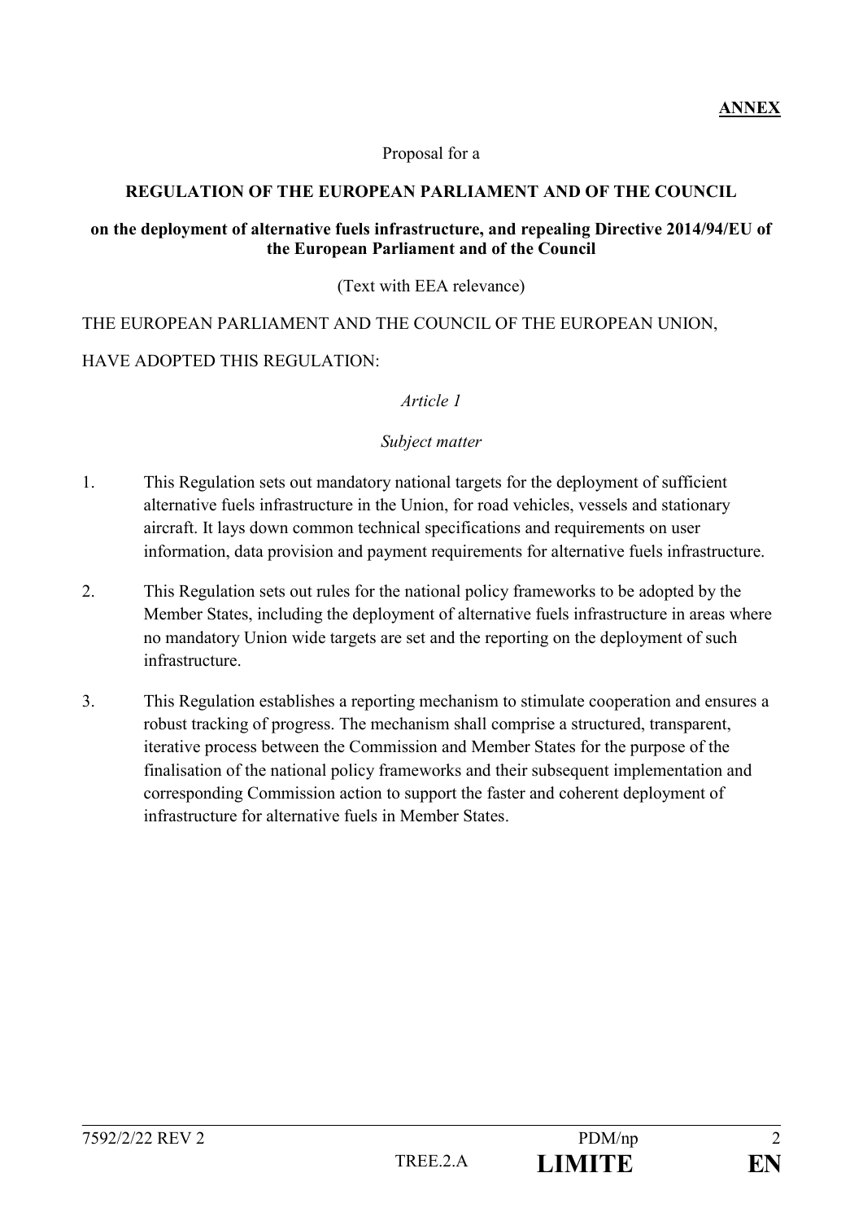**ANNEX**

Proposal for a

**REGULATION OF THE EUROPEAN PARLIAMENT AND OF THE COUNCIL**

**on the deployment of alternative fuels infrastructure, and repealing Directive 2014/94/EU of the European Parliament and of the Council**

(Text with EEA relevance)

THE EUROPEAN PARLIAMENT AND THE COUNCIL OF THE EUROPEAN UNION,

HAVE ADOPTED THIS REGULATION:

*Article 1*

*Subject matter*

1. This Regulation sets out mandatory national targets for the deployment of sufficient alternative fuels infrastructure in the Union, for road vehicles, vessels and stationary aircraft. It lays down common technical specifications and requirements on user information, data provision and payment requirements for alternative fuels infrastructure.

2. This Regulation sets out rules for the national policy frameworks to be adopted by the Member States, including the deployment of alternative fuels infrastructure in areas where no mandatory Union wide targets are set and the reporting on the deployment of such infrastructure.

3. This Regulation establishes a reporting mechanism to stimulate cooperation and ensures a robust tracking of progress. The mechanism shall comprise a structured, transparent, iterative process between the Commission and Member States for the purpose of the finalisation of the national policy frameworks and their subsequent implementation and corresponding Commission action to support the faster and coherent deployment of infrastructure for alternative fuels in Member States.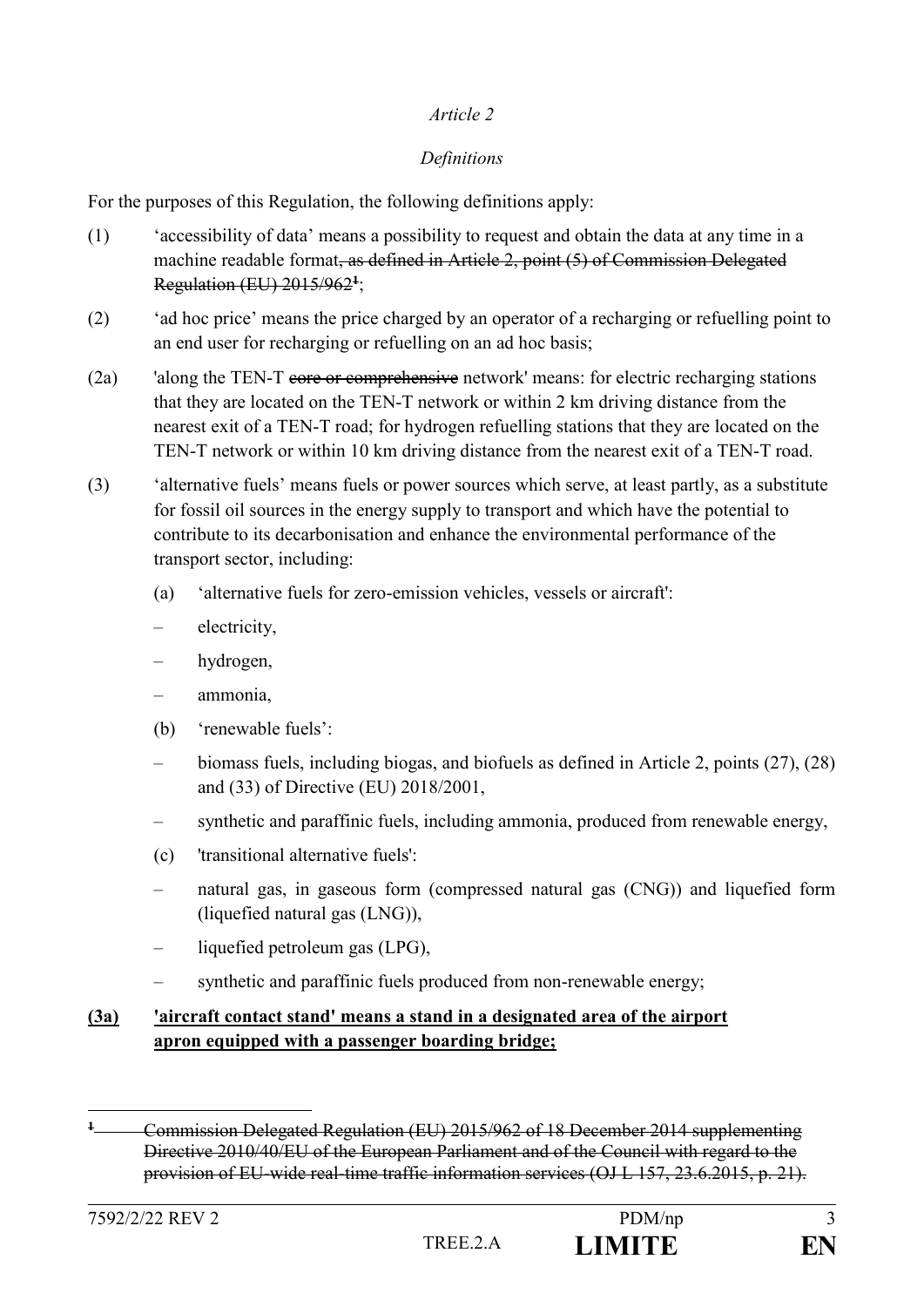*Article 2*

*Definitions*

For the purposes of this Regulation, the following definitions apply:

(1) 'accessibility of data' means a possibility to request and obtain the data at any time in a machine readable format~~, as defined in Article 2, point (5) of Commission Delegated Regulation (EU) 2015/962~~[1];

(2) 'ad hoc price' means the price charged by an operator of a recharging or refuelling point to an end user for recharging or refuelling on an ad hoc basis;

(2a) 'along the TEN-T ~~core or comprehensive~~ network' means: for electric recharging stations that they are located on the TEN-T network or within 2 km driving distance from the nearest exit of a TEN-T road; for hydrogen refuelling stations that they are located on the TEN-T network or within 10 km driving distance from the nearest exit of a TEN-T road.

(3) 'alternative fuels' means fuels or power sources which serve, at least partly, as a substitute for fossil oil sources in the energy supply to transport and which have the potential to contribute to its decarbonisation and enhance the environmental performance of the transport sector, including:

(a) 'alternative fuels for zero-emission vehicles, vessels or aircraft':

– electricity,

– hydrogen,

– ammonia,

(b) 'renewable fuels':

– biomass fuels, including biogas, and biofuels as defined in Article 2, points (27), (28) and (33) of Directive (EU) 2018/2001,

– synthetic and paraffinic fuels, including ammonia, produced from renewable energy,

(c) 'transitional alternative fuels':

– natural gas, in gaseous form (compressed natural gas (CNG)) and liquefied form (liquefied natural gas (LNG)),

– liquefied petroleum gas (LPG),

– synthetic and paraffinic fuels produced from non-renewable energy;

**(3a) 'aircraft contact stand' means a stand in a designated area of the airport apron equipped with a passenger boarding bridge;**

---

~~[1] Commission Delegated Regulation (EU) 2015/962 of 18 December 2014 supplementing Directive 2010/40/EU of the European Parliament and of the Council with regard to the provision of EU-wide real-time traffic information services (OJ L 157, 23.6.2015, p. 21).~~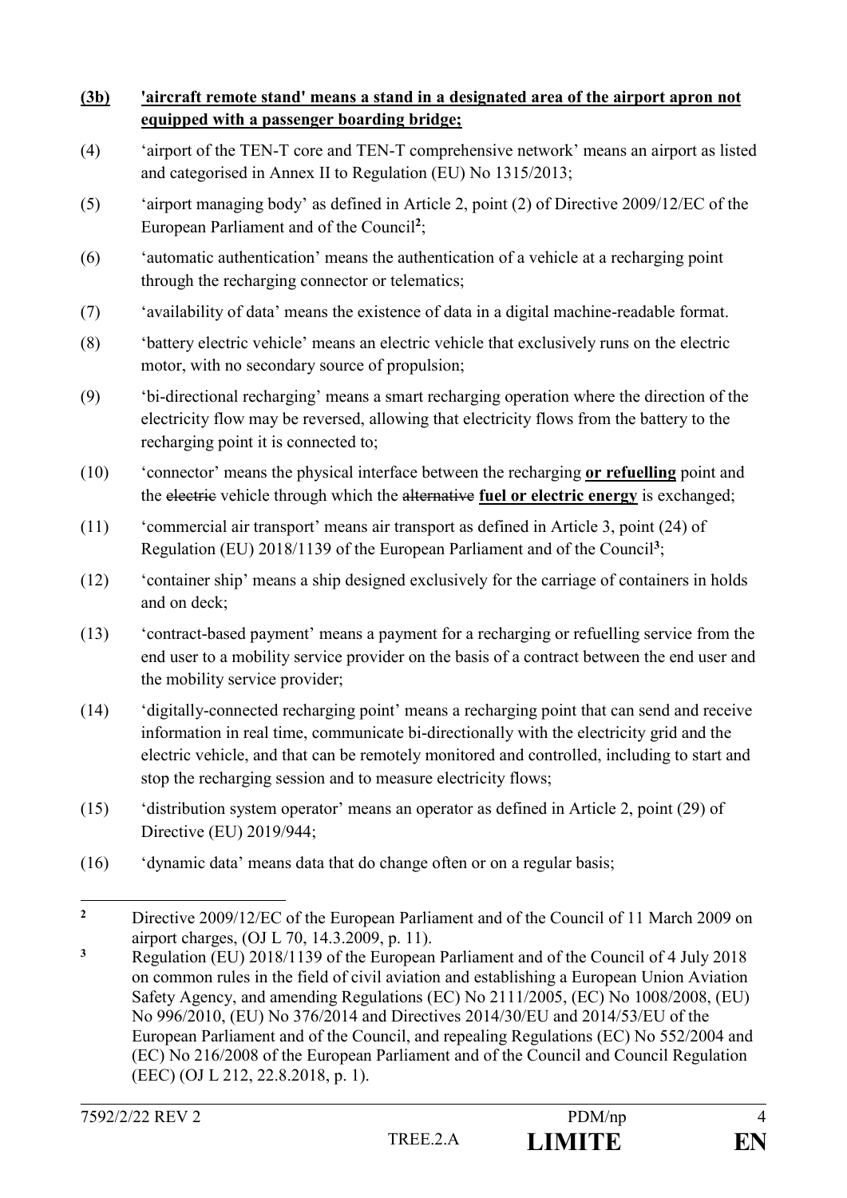**(3b)** **'aircraft remote stand' means a stand in a designated area of the airport apron not equipped with a passenger boarding bridge;**

(4) 'airport of the TEN-T core and TEN-T comprehensive network' means an airport as listed and categorised in Annex II to Regulation (EU) No 1315/2013;

(5) 'airport managing body' as defined in Article 2, point (2) of Directive 2009/12/EC of the European Parliament and of the Council[2];

(6) 'automatic authentication' means the authentication of a vehicle at a recharging point through the recharging connector or telematics;

(7) 'availability of data' means the existence of data in a digital machine-readable format.

(8) 'battery electric vehicle' means an electric vehicle that exclusively runs on the electric motor, with no secondary source of propulsion;

(9) 'bi-directional recharging' means a smart recharging operation where the direction of the electricity flow may be reversed, allowing that electricity flows from the battery to the recharging point it is connected to;

(10) 'connector' means the physical interface between the recharging **or refuelling** point and the ~~electric~~ vehicle through which the ~~alternative~~ **fuel or electric energy** is exchanged;

(11) 'commercial air transport' means air transport as defined in Article 3, point (24) of Regulation (EU) 2018/1139 of the European Parliament and of the Council[3];

(12) 'container ship' means a ship designed exclusively for the carriage of containers in holds and on deck;

(13) 'contract-based payment' means a payment for a recharging or refuelling service from the end user to a mobility service provider on the basis of a contract between the end user and the mobility service provider;

(14) 'digitally-connected recharging point' means a recharging point that can send and receive information in real time, communicate bi-directionally with the electricity grid and the electric vehicle, and that can be remotely monitored and controlled, including to start and stop the recharging session and to measure electricity flows;

(15) 'distribution system operator' means an operator as defined in Article 2, point (29) of Directive (EU) 2019/944;

(16) 'dynamic data' means data that do change often or on a regular basis;

---

[2] Directive 2009/12/EC of the European Parliament and of the Council of 11 March 2009 on airport charges, (OJ L 70, 14.3.2009, p. 11).

[3] Regulation (EU) 2018/1139 of the European Parliament and of the Council of 4 July 2018 on common rules in the field of civil aviation and establishing a European Union Aviation Safety Agency, and amending Regulations (EC) No 2111/2005, (EC) No 1008/2008, (EU) No 996/2010, (EU) No 376/2014 and Directives 2014/30/EU and 2014/53/EU of the European Parliament and of the Council, and repealing Regulations (EC) No 552/2004 and (EC) No 216/2008 of the European Parliament and of the Council and Council Regulation (EEC) (OJ L 212, 22.8.2018, p. 1).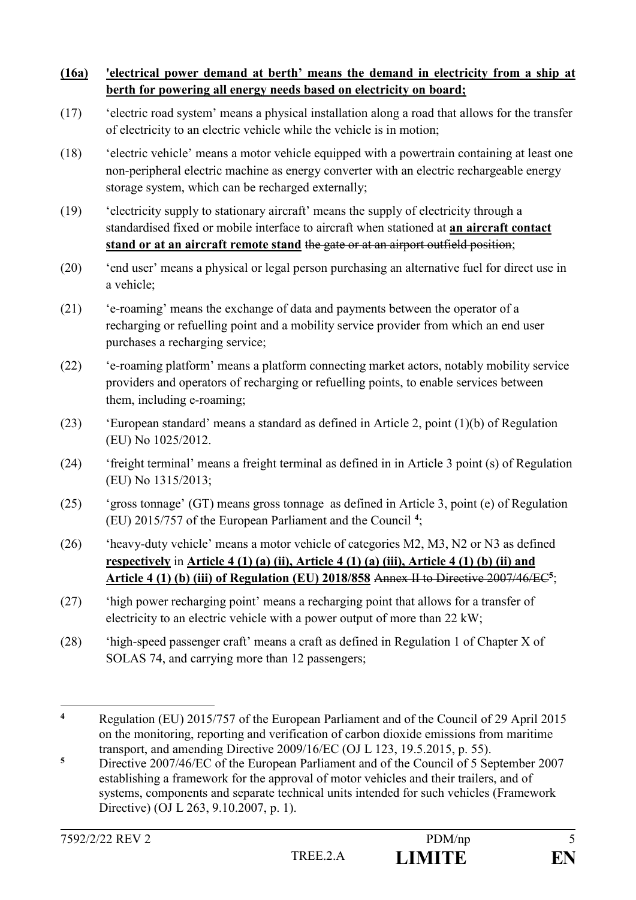**(16a)** **'electrical power demand at berth' means the demand in electricity from a ship at berth for powering all energy needs based on electricity on board;**

(17) 'electric road system' means a physical installation along a road that allows for the transfer of electricity to an electric vehicle while the vehicle is in motion;

(18) 'electric vehicle' means a motor vehicle equipped with a powertrain containing at least one non-peripheral electric machine as energy converter with an electric rechargeable energy storage system, which can be recharged externally;

(19) 'electricity supply to stationary aircraft' means the supply of electricity through a standardised fixed or mobile interface to aircraft when stationed at **an aircraft contact stand or at an aircraft remote stand** ~~the gate or at an airport outfield position~~;

(20) 'end user' means a physical or legal person purchasing an alternative fuel for direct use in a vehicle;

(21) 'e-roaming' means the exchange of data and payments between the operator of a recharging or refuelling point and a mobility service provider from which an end user purchases a recharging service;

(22) 'e-roaming platform' means a platform connecting market actors, notably mobility service providers and operators of recharging or refuelling points, to enable services between them, including e-roaming;

(23) 'European standard' means a standard as defined in Article 2, point (1)(b) of Regulation (EU) No 1025/2012.

(24) 'freight terminal' means a freight terminal as defined in in Article 3 point (s) of Regulation (EU) No 1315/2013;

(25) 'gross tonnage' (GT) means gross tonnage as defined in Article 3, point (e) of Regulation (EU) 2015/757 of the European Parliament and the Council [4];

(26) 'heavy-duty vehicle' means a motor vehicle of categories M2, M3, N2 or N3 as defined **respectively** in **Article 4 (1) (a) (ii), Article 4 (1) (a) (iii), Article 4 (1) (b) (ii) and Article 4 (1) (b) (iii) of Regulation (EU) 2018/858** ~~Annex II to Directive 2007/46/EC~~[5];

(27) 'high power recharging point' means a recharging point that allows for a transfer of electricity to an electric vehicle with a power output of more than 22 kW;

(28) 'high-speed passenger craft' means a craft as defined in Regulation 1 of Chapter X of SOLAS 74, and carrying more than 12 passengers;

---

[4] Regulation (EU) 2015/757 of the European Parliament and of the Council of 29 April 2015 on the monitoring, reporting and verification of carbon dioxide emissions from maritime transport, and amending Directive 2009/16/EC (OJ L 123, 19.5.2015, p. 55).

[5] Directive 2007/46/EC of the European Parliament and of the Council of 5 September 2007 establishing a framework for the approval of motor vehicles and their trailers, and of systems, components and separate technical units intended for such vehicles (Framework Directive) (OJ L 263, 9.10.2007, p. 1).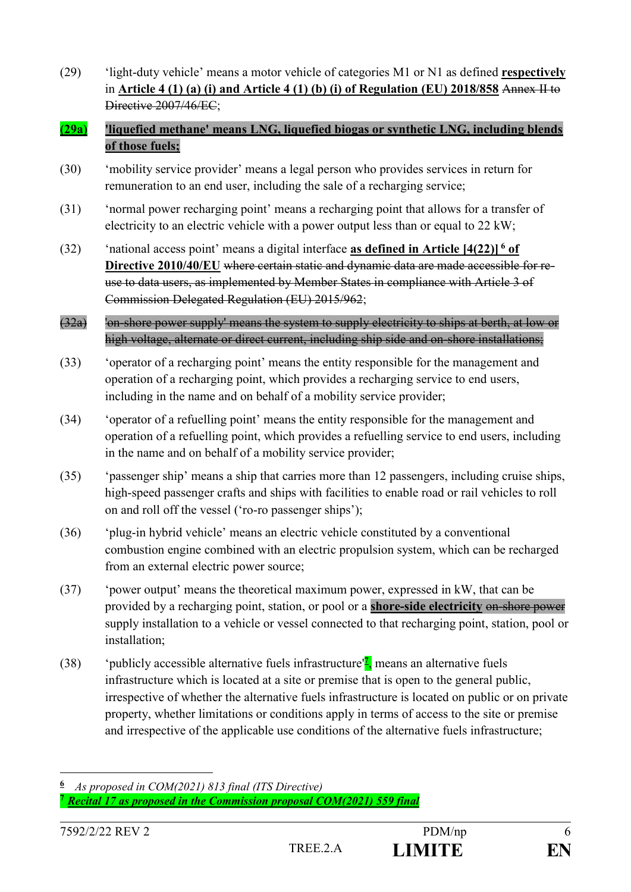(29) 'light-duty vehicle' means a motor vehicle of categories M1 or N1 as defined **respectively** in **Article 4 (1) (a) (i) and Article 4 (1) (b) (i) of Regulation (EU) 2018/858** ~~Annex II to Directive 2007/46/EC~~;

**(29a)** **'liquefied methane' means LNG, liquefied biogas or synthetic LNG, including blends of those fuels;**

(30) 'mobility service provider' means a legal person who provides services in return for remuneration to an end user, including the sale of a recharging service;

(31) 'normal power recharging point' means a recharging point that allows for a transfer of electricity to an electric vehicle with a power output less than or equal to 22 kW;

(32) 'national access point' means a digital interface **as defined in Article [4(22)] [6] of Directive 2010/40/EU** ~~where certain static and dynamic data are made accessible for re-use to data users, as implemented by Member States in compliance with Article 3 of Commission Delegated Regulation (EU) 2015/962~~;

~~(32a) 'on-shore power supply' means the system to supply electricity to ships at berth, at low or high voltage, alternate or direct current, including ship side and on-shore installations;~~

(33) 'operator of a recharging point' means the entity responsible for the management and operation of a recharging point, which provides a recharging service to end users, including in the name and on behalf of a mobility service provider;

(34) 'operator of a refuelling point' means the entity responsible for the management and operation of a refuelling point, which provides a refuelling service to end users, including in the name and on behalf of a mobility service provider;

(35) 'passenger ship' means a ship that carries more than 12 passengers, including cruise ships, high-speed passenger crafts and ships with facilities to enable road or rail vehicles to roll on and roll off the vessel ('ro-ro passenger ships');

(36) 'plug-in hybrid vehicle' means an electric vehicle constituted by a conventional combustion engine combined with an electric propulsion system, which can be recharged from an external electric power source;

(37) 'power output' means the theoretical maximum power, expressed in kW, that can be provided by a recharging point, station, or pool or a **shore-side electricity** ~~on-shore power~~ supply installation to a vehicle or vessel connected to that recharging point, station, pool or installation;

(38) 'publicly accessible alternative fuels infrastructure'[7], means an alternative fuels infrastructure which is located at a site or premise that is open to the general public, irrespective of whether the alternative fuels infrastructure is located on public or on private property, whether limitations or conditions apply in terms of access to the site or premise and irrespective of the applicable use conditions of the alternative fuels infrastructure;

---

[6] *As proposed in COM(2021) 813 final (ITS Directive)*

[7] ***Recital 17 as proposed in the Commission proposal COM(2021) 559 final***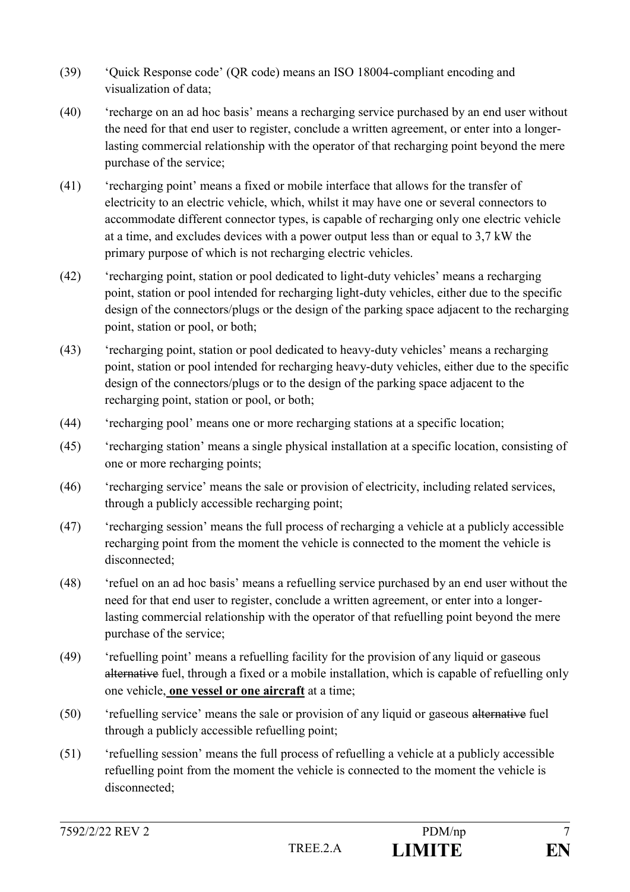(39) 'Quick Response code' (QR code) means an ISO 18004-compliant encoding and visualization of data;

(40) 'recharge on an ad hoc basis' means a recharging service purchased by an end user without the need for that end user to register, conclude a written agreement, or enter into a longer-lasting commercial relationship with the operator of that recharging point beyond the mere purchase of the service;

(41) 'recharging point' means a fixed or mobile interface that allows for the transfer of electricity to an electric vehicle, which, whilst it may have one or several connectors to accommodate different connector types, is capable of recharging only one electric vehicle at a time, and excludes devices with a power output less than or equal to 3,7 kW the primary purpose of which is not recharging electric vehicles.

(42) 'recharging point, station or pool dedicated to light-duty vehicles' means a recharging point, station or pool intended for recharging light-duty vehicles, either due to the specific design of the connectors/plugs or the design of the parking space adjacent to the recharging point, station or pool, or both;

(43) 'recharging point, station or pool dedicated to heavy-duty vehicles' means a recharging point, station or pool intended for recharging heavy-duty vehicles, either due to the specific design of the connectors/plugs or to the design of the parking space adjacent to the recharging point, station or pool, or both;

(44) 'recharging pool' means one or more recharging stations at a specific location;

(45) 'recharging station' means a single physical installation at a specific location, consisting of one or more recharging points;

(46) 'recharging service' means the sale or provision of electricity, including related services, through a publicly accessible recharging point;

(47) 'recharging session' means the full process of recharging a vehicle at a publicly accessible recharging point from the moment the vehicle is connected to the moment the vehicle is disconnected;

(48) 'refuel on an ad hoc basis' means a refuelling service purchased by an end user without the need for that end user to register, conclude a written agreement, or enter into a longer-lasting commercial relationship with the operator of that refuelling point beyond the mere purchase of the service;

(49) 'refuelling point' means a refuelling facility for the provision of any liquid or gaseous ~~alternative~~ fuel, through a fixed or a mobile installation, which is capable of refuelling only one vehicle, **one vessel or one aircraft** at a time;

(50) 'refuelling service' means the sale or provision of any liquid or gaseous ~~alternative~~ fuel through a publicly accessible refuelling point;

(51) 'refuelling session' means the full process of refuelling a vehicle at a publicly accessible refuelling point from the moment the vehicle is connected to the moment the vehicle is disconnected;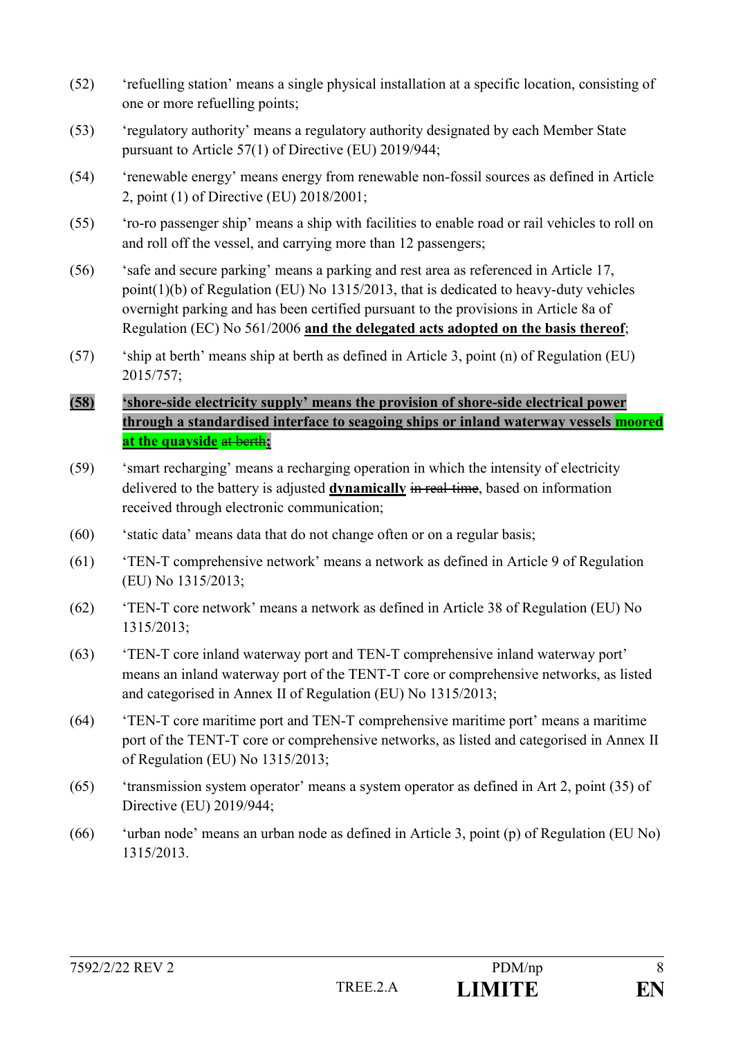(52) 'refuelling station' means a single physical installation at a specific location, consisting of one or more refuelling points;

(53) 'regulatory authority' means a regulatory authority designated by each Member State pursuant to Article 57(1) of Directive (EU) 2019/944;

(54) 'renewable energy' means energy from renewable non-fossil sources as defined in Article 2, point (1) of Directive (EU) 2018/2001;

(55) 'ro-ro passenger ship' means a ship with facilities to enable road or rail vehicles to roll on and roll off the vessel, and carrying more than 12 passengers;

(56) 'safe and secure parking' means a parking and rest area as referenced in Article 17, point(1)(b) of Regulation (EU) No 1315/2013, that is dedicated to heavy-duty vehicles overnight parking and has been certified pursuant to the provisions in Article 8a of Regulation (EC) No 561/2006 **and the delegated acts adopted on the basis thereof**;

(57) 'ship at berth' means ship at berth as defined in Article 3, point (n) of Regulation (EU) 2015/757;

**(58) 'shore-side electricity supply' means the provision of shore-side electrical power through a standardised interface to seagoing ships or inland waterway vessels moored at the quayside** ~~at berth~~**;**

(59) 'smart recharging' means a recharging operation in which the intensity of electricity delivered to the battery is adjusted **dynamically** ~~in real-time~~, based on information received through electronic communication;

(60) 'static data' means data that do not change often or on a regular basis;

(61) 'TEN-T comprehensive network' means a network as defined in Article 9 of Regulation (EU) No 1315/2013;

(62) 'TEN-T core network' means a network as defined in Article 38 of Regulation (EU) No 1315/2013;

(63) 'TEN-T core inland waterway port and TEN-T comprehensive inland waterway port' means an inland waterway port of the TENT-T core or comprehensive networks, as listed and categorised in Annex II of Regulation (EU) No 1315/2013;

(64) 'TEN-T core maritime port and TEN-T comprehensive maritime port' means a maritime port of the TENT-T core or comprehensive networks, as listed and categorised in Annex II of Regulation (EU) No 1315/2013;

(65) 'transmission system operator' means a system operator as defined in Art 2, point (35) of Directive (EU) 2019/944;

(66) 'urban node' means an urban node as defined in Article 3, point (p) of Regulation (EU No) 1315/2013.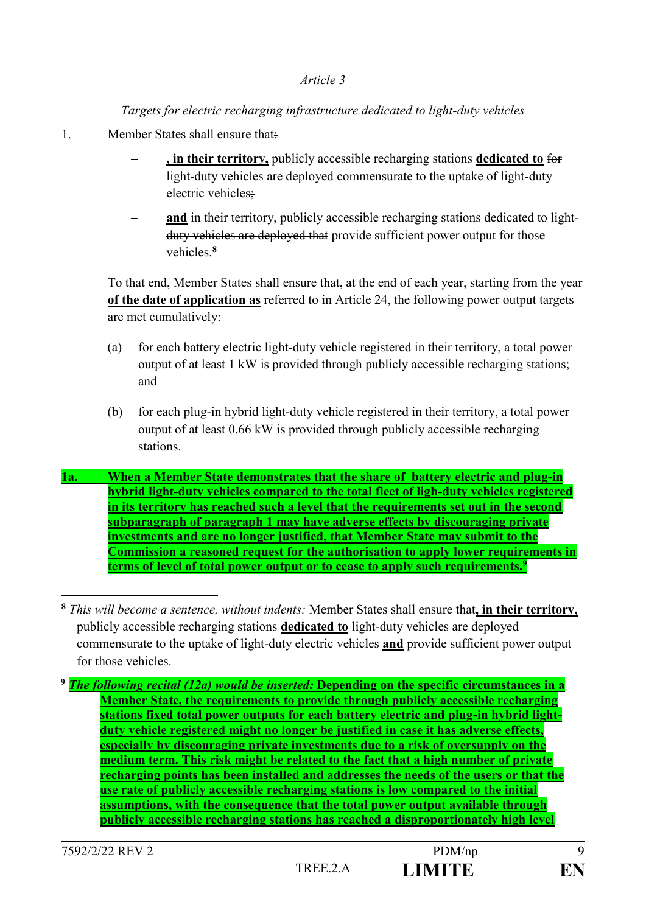*Article 3*

*Targets for electric recharging infrastructure dedicated to light-duty vehicles*

1. Member States shall ensure that~~:~~

   – **, in their territory,** publicly accessible recharging stations **dedicated to** ~~for~~ light-duty vehicles are deployed commensurate to the uptake of light-duty electric vehicles~~;~~

   – **and** ~~in their territory, publicly accessible recharging stations dedicated to light-duty vehicles are deployed that~~ provide sufficient power output for those vehicles.[8]

   To that end, Member States shall ensure that, at the end of each year, starting from the year **of the date of application as** referred to in Article 24, the following power output targets are met cumulatively:

   (a) for each battery electric light-duty vehicle registered in their territory, a total power output of at least 1 kW is provided through publicly accessible recharging stations; and

   (b) for each plug-in hybrid light-duty vehicle registered in their territory, a total power output of at least 0.66 kW is provided through publicly accessible recharging stations.

**1a. When a Member State demonstrates that the share of battery electric and plug-in hybrid light-duty vehicles compared to the total fleet of ligh-duty vehicles registered in its territory has reached such a level that the requirements set out in the second subparagraph of paragraph 1 may have adverse effects by discouraging private investments and are no longer justified, that Member State may submit to the Commission a reasoned request for the authorisation to apply lower requirements in terms of level of total power output or to cease to apply such requirements.**[9]

---

[8] *This will become a sentence, without indents:* Member States shall ensure that**, in their territory,** publicly accessible recharging stations **dedicated to** light-duty vehicles are deployed commensurate to the uptake of light-duty electric vehicles **and** provide sufficient power output for those vehicles.

[9] ***The following recital (12a) would be inserted:*** **Depending on the specific circumstances in a Member State, the requirements to provide through publicly accessible recharging stations fixed total power outputs for each battery electric and plug-in hybrid light-duty vehicle registered might no longer be justified in case it has adverse effects, especially by discouraging private investments due to a risk of oversupply on the medium term. This risk might be related to the fact that a high number of private recharging points has been installed and addresses the needs of the users or that the use rate of publicly accessible recharging stations is low compared to the initial assumptions, with the consequence that the total power output available through publicly accessible recharging stations has reached a disproportionately high level**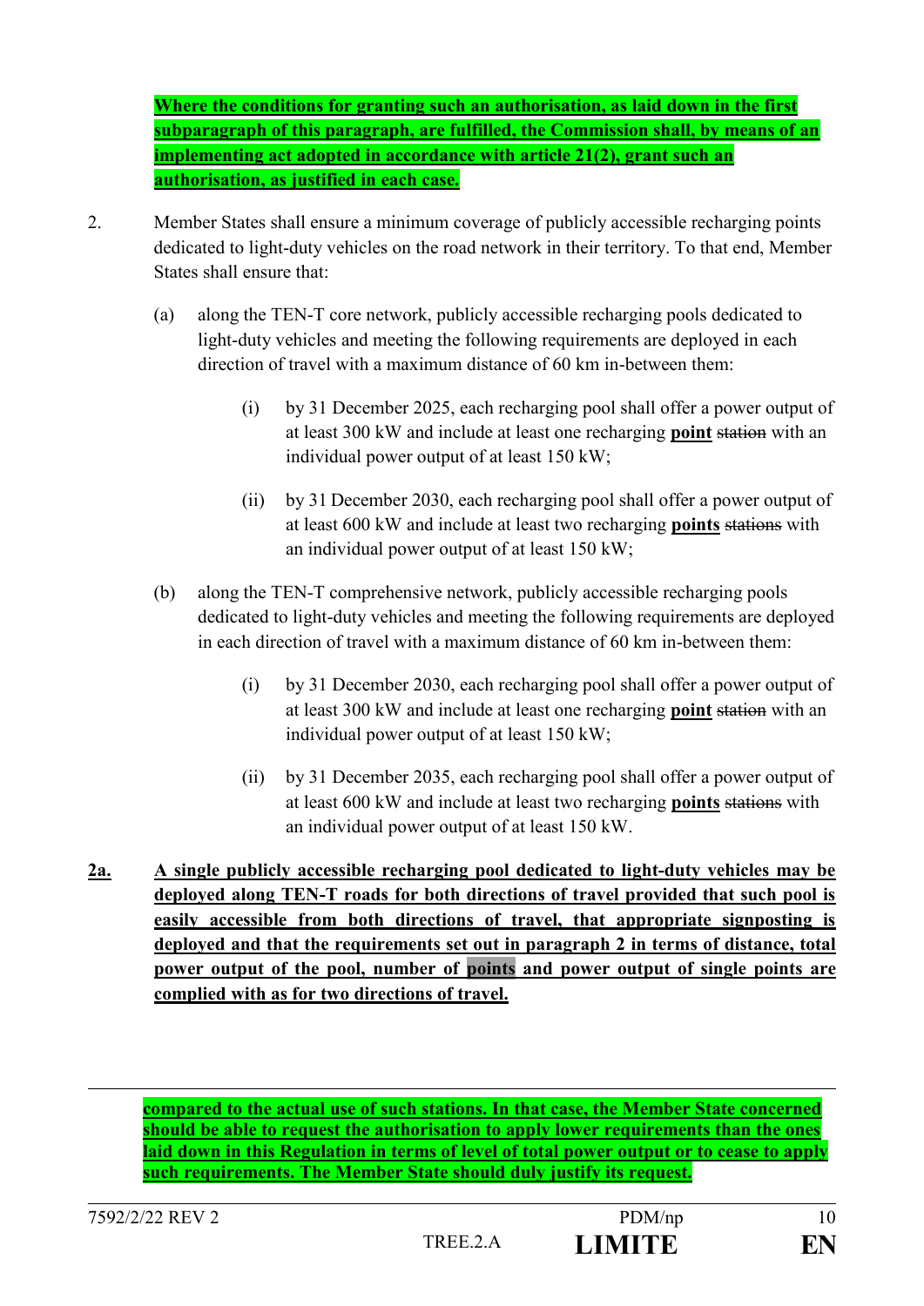**Where the conditions for granting such an authorisation, as laid down in the first subparagraph of this paragraph, are fulfilled, the Commission shall, by means of an implementing act adopted in accordance with article 21(2), grant such an authorisation, as justified in each case.**

2. Member States shall ensure a minimum coverage of publicly accessible recharging points dedicated to light-duty vehicles on the road network in their territory. To that end, Member States shall ensure that:

   (a) along the TEN-T core network, publicly accessible recharging pools dedicated to light-duty vehicles and meeting the following requirements are deployed in each direction of travel with a maximum distance of 60 km in-between them:

      (i) by 31 December 2025, each recharging pool shall offer a power output of at least 300 kW and include at least one recharging **point** ~~station~~ with an individual power output of at least 150 kW;

      (ii) by 31 December 2030, each recharging pool shall offer a power output of at least 600 kW and include at least two recharging **points** ~~stations~~ with an individual power output of at least 150 kW;

   (b) along the TEN-T comprehensive network, publicly accessible recharging pools dedicated to light-duty vehicles and meeting the following requirements are deployed in each direction of travel with a maximum distance of 60 km in-between them:

      (i) by 31 December 2030, each recharging pool shall offer a power output of at least 300 kW and include at least one recharging **point** ~~station~~ with an individual power output of at least 150 kW;

      (ii) by 31 December 2035, each recharging pool shall offer a power output of at least 600 kW and include at least two recharging **points** ~~stations~~ with an individual power output of at least 150 kW.

**2a. A single publicly accessible recharging pool dedicated to light-duty vehicles may be deployed along TEN-T roads for both directions of travel provided that such pool is easily accessible from both directions of travel, that appropriate signposting is deployed and that the requirements set out in paragraph 2 in terms of distance, total power output of the pool, number of points and power output of single points are complied with as for two directions of travel.**

---

**compared to the actual use of such stations. In that case, the Member State concerned should be able to request the authorisation to apply lower requirements than the ones laid down in this Regulation in terms of level of total power output or to cease to apply such requirements. The Member State should duly justify its request.**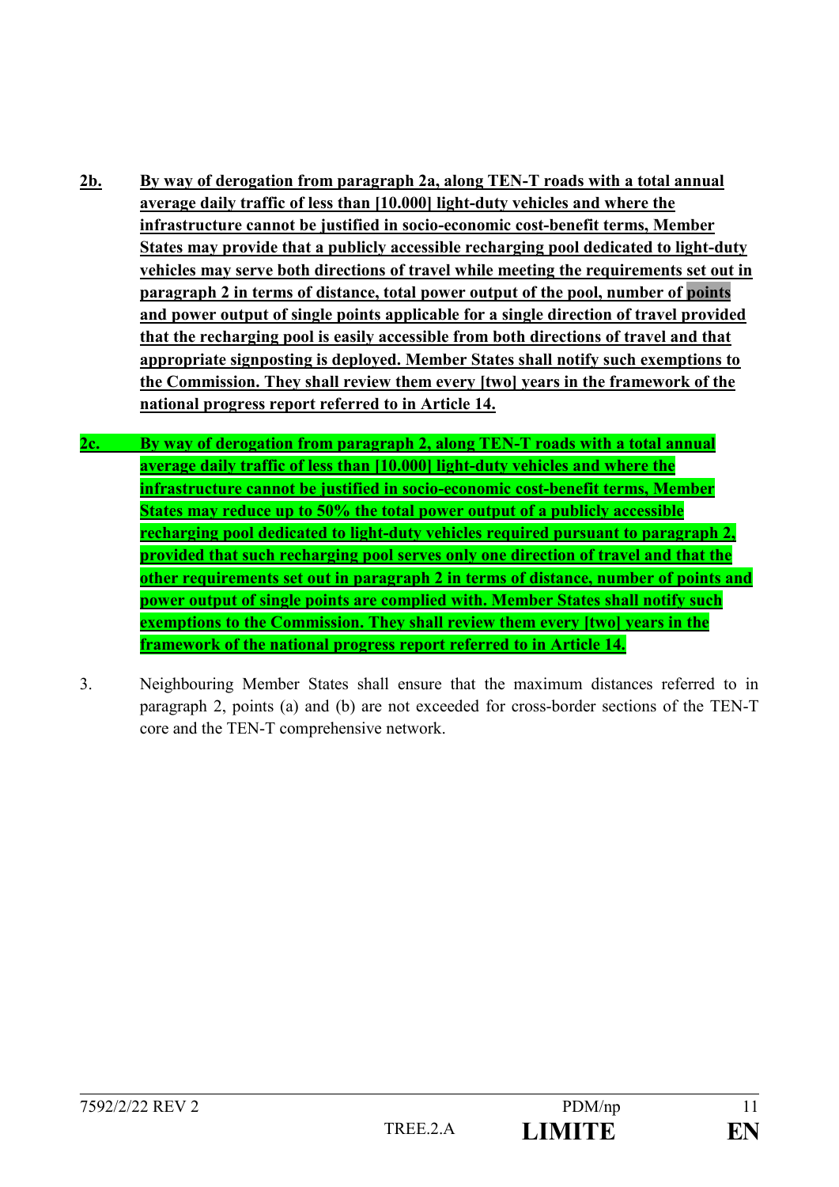**2b.** **By way of derogation from paragraph 2a, along TEN-T roads with a total annual average daily traffic of less than [10.000] light-duty vehicles and where the infrastructure cannot be justified in socio-economic cost-benefit terms, Member States may provide that a publicly accessible recharging pool dedicated to light-duty vehicles may serve both directions of travel while meeting the requirements set out in paragraph 2 in terms of distance, total power output of the pool, number of points and power output of single points applicable for a single direction of travel provided that the recharging pool is easily accessible from both directions of travel and that appropriate signposting is deployed. Member States shall notify such exemptions to the Commission. They shall review them every [two] years in the framework of the national progress report referred to in Article 14.**

**2c.** **By way of derogation from paragraph 2, along TEN-T roads with a total annual average daily traffic of less than [10.000] light-duty vehicles and where the infrastructure cannot be justified in socio-economic cost-benefit terms, Member States may reduce up to 50% the total power output of a publicly accessible recharging pool dedicated to light-duty vehicles required pursuant to paragraph 2, provided that such recharging pool serves only one direction of travel and that the other requirements set out in paragraph 2 in terms of distance, number of points and power output of single points are complied with. Member States shall notify such exemptions to the Commission. They shall review them every [two] years in the framework of the national progress report referred to in Article 14.**

3. Neighbouring Member States shall ensure that the maximum distances referred to in paragraph 2, points (a) and (b) are not exceeded for cross-border sections of the TEN-T core and the TEN-T comprehensive network.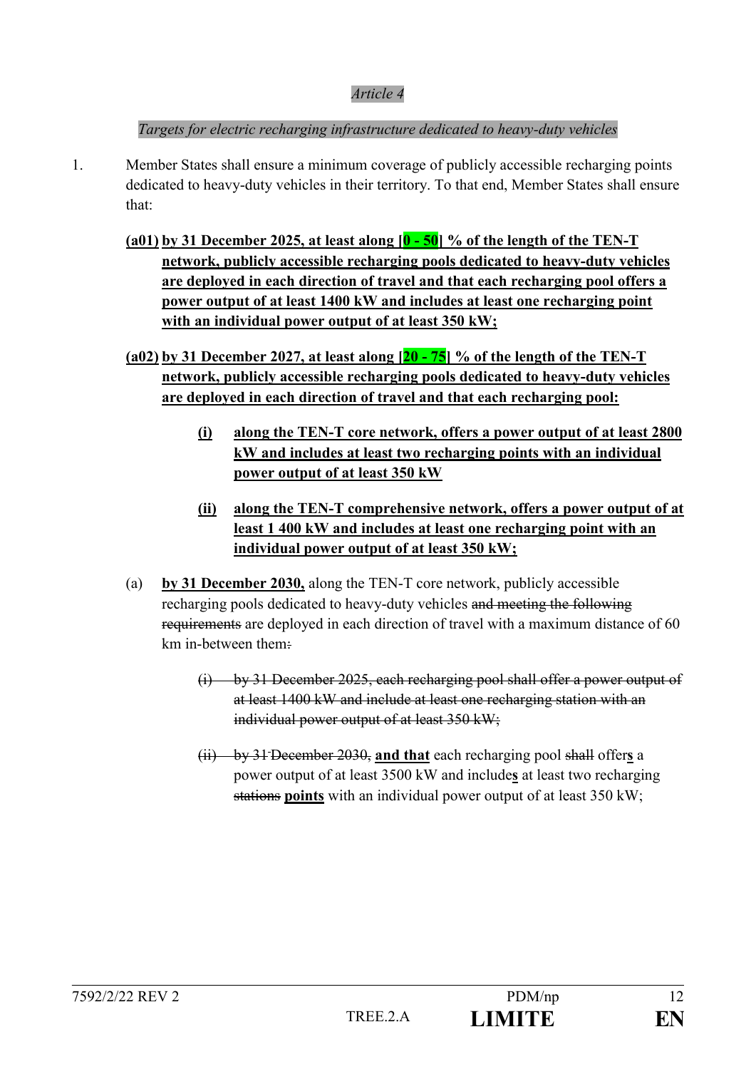*Article 4*

*Targets for electric recharging infrastructure dedicated to heavy-duty vehicles*

1. Member States shall ensure a minimum coverage of publicly accessible recharging points dedicated to heavy-duty vehicles in their territory. To that end, Member States shall ensure that:

   **(a01) by 31 December 2025, at least along [0 - 50] % of the length of the TEN-T network, publicly accessible recharging pools dedicated to heavy-duty vehicles are deployed in each direction of travel and that each recharging pool offers a power output of at least 1400 kW and includes at least one recharging point with an individual power output of at least 350 kW;**

   **(a02) by 31 December 2027, at least along [20 - 75] % of the length of the TEN-T network, publicly accessible recharging pools dedicated to heavy-duty vehicles are deployed in each direction of travel and that each recharging pool:**

   - **(i) along the TEN-T core network, offers a power output of at least 2800 kW and includes at least two recharging points with an individual power output of at least 350 kW**

   - **(ii) along the TEN-T comprehensive network, offers a power output of at least 1 400 kW and includes at least one recharging point with an individual power output of at least 350 kW;**

   (a) **by 31 December 2030,** along the TEN-T core network, publicly accessible recharging pools dedicated to heavy-duty vehicles ~~and meeting the following requirements~~ are deployed in each direction of travel with a maximum distance of 60 km in-between them~~:~~

   - ~~(i) by 31 December 2025, each recharging pool shall offer a power output of at least 1400 kW and include at least one recharging station with an individual power output of at least 350 kW;~~

   - ~~(ii) by 31 December 2030,~~ **and that** each recharging pool ~~shall~~ offer**s** a power output of at least 3500 kW and include**s** at least two recharging ~~stations~~ **points** with an individual power output of at least 350 kW;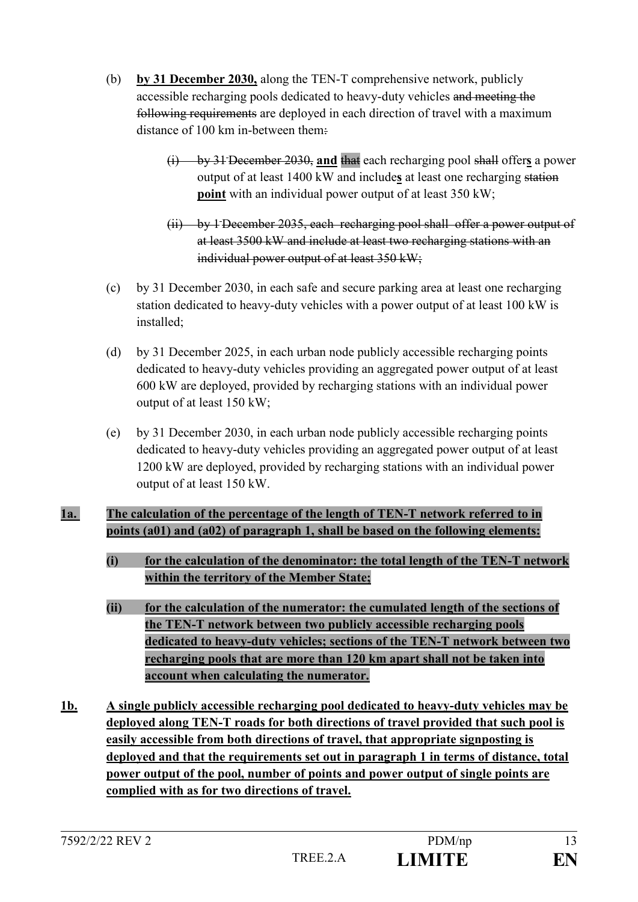(b) **by 31 December 2030,** along the TEN-T comprehensive network, publicly accessible recharging pools dedicated to heavy-duty vehicles ~~and meeting the following requirements~~ are deployed in each direction of travel with a maximum distance of 100 km in-between them~~:~~

> ~~(i) by 31 December 2030,~~ **and** ~~that~~ each recharging pool ~~shall~~ offer**s** a power output of at least 1400 kW and include**s** at least one recharging ~~station~~ **point** with an individual power output of at least 350 kW;
>
> ~~(ii) by 1 December 2035, each recharging pool shall offer a power output of at least 3500 kW and include at least two recharging stations with an individual power output of at least 350 kW;~~

(c) by 31 December 2030, in each safe and secure parking area at least one recharging station dedicated to heavy-duty vehicles with a power output of at least 100 kW is installed;

(d) by 31 December 2025, in each urban node publicly accessible recharging points dedicated to heavy-duty vehicles providing an aggregated power output of at least 600 kW are deployed, provided by recharging stations with an individual power output of at least 150 kW;

(e) by 31 December 2030, in each urban node publicly accessible recharging points dedicated to heavy-duty vehicles providing an aggregated power output of at least 1200 kW are deployed, provided by recharging stations with an individual power output of at least 150 kW.

**1a. The calculation of the percentage of the length of TEN-T network referred to in points (a01) and (a02) of paragraph 1, shall be based on the following elements:**

> **(i) for the calculation of the denominator: the total length of the TEN-T network within the territory of the Member State;**
>
> **(ii) for the calculation of the numerator: the cumulated length of the sections of the TEN-T network between two publicly accessible recharging pools dedicated to heavy-duty vehicles; sections of the TEN-T network between two recharging pools that are more than 120 km apart shall not be taken into account when calculating the numerator.**

**1b. A single publicly accessible recharging pool dedicated to heavy-duty vehicles may be deployed along TEN-T roads for both directions of travel provided that such pool is easily accessible from both directions of travel, that appropriate signposting is deployed and that the requirements set out in paragraph 1 in terms of distance, total power output of the pool, number of points and power output of single points are complied with as for two directions of travel.**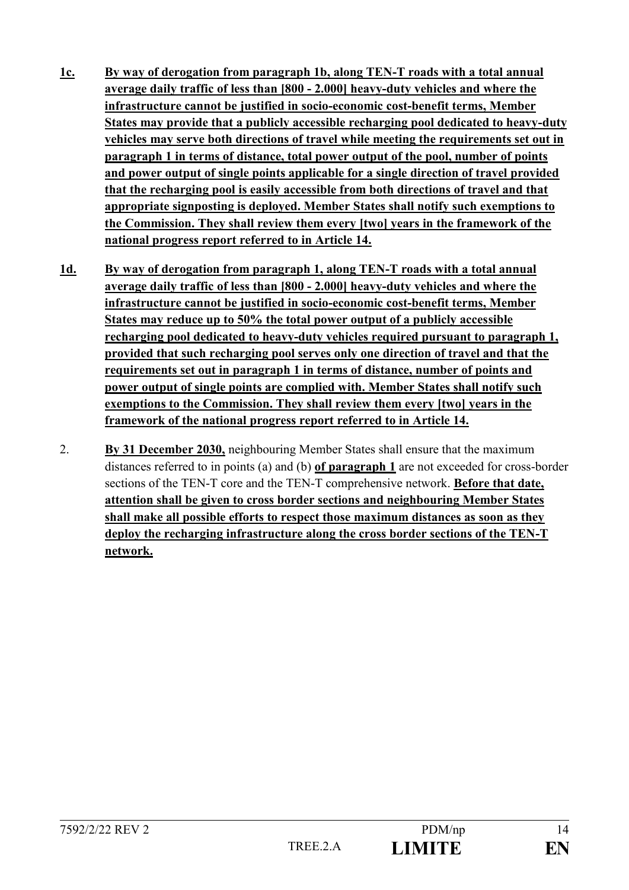**1c.** **By way of derogation from paragraph 1b, along TEN-T roads with a total annual average daily traffic of less than [800 - 2.000] heavy-duty vehicles and where the infrastructure cannot be justified in socio-economic cost-benefit terms, Member States may provide that a publicly accessible recharging pool dedicated to heavy-duty vehicles may serve both directions of travel while meeting the requirements set out in paragraph 1 in terms of distance, total power output of the pool, number of points and power output of single points applicable for a single direction of travel provided that the recharging pool is easily accessible from both directions of travel and that appropriate signposting is deployed. Member States shall notify such exemptions to the Commission. They shall review them every [two] years in the framework of the national progress report referred to in Article 14.**

**1d.** **By way of derogation from paragraph 1, along TEN-T roads with a total annual average daily traffic of less than [800 - 2.000] heavy-duty vehicles and where the infrastructure cannot be justified in socio-economic cost-benefit terms, Member States may reduce up to 50% the total power output of a publicly accessible recharging pool dedicated to heavy-duty vehicles required pursuant to paragraph 1, provided that such recharging pool serves only one direction of travel and that the requirements set out in paragraph 1 in terms of distance, number of points and power output of single points are complied with. Member States shall notify such exemptions to the Commission. They shall review them every [two] years in the framework of the national progress report referred to in Article 14.**

2. **By 31 December 2030,** neighbouring Member States shall ensure that the maximum distances referred to in points (a) and (b) **of paragraph 1** are not exceeded for cross-border sections of the TEN-T core and the TEN-T comprehensive network. **Before that date, attention shall be given to cross border sections and neighbouring Member States shall make all possible efforts to respect those maximum distances as soon as they deploy the recharging infrastructure along the cross border sections of the TEN-T network.**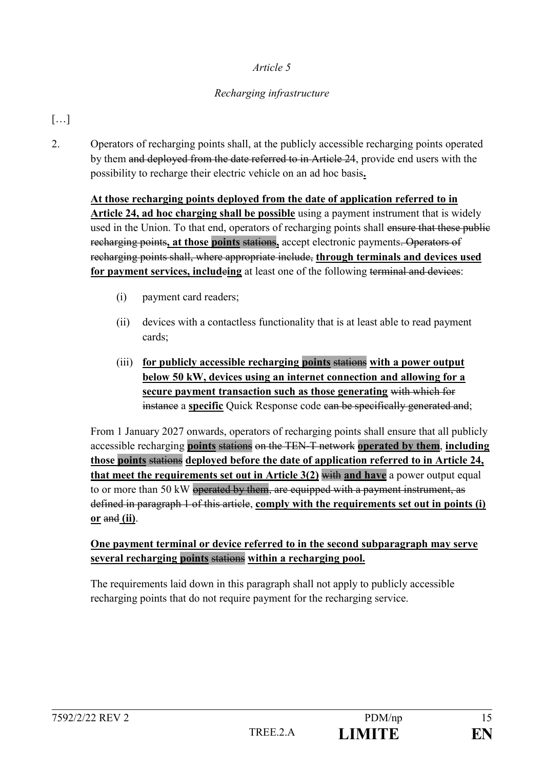*Article 5*

*Recharging infrastructure*

[…]

2. Operators of recharging points shall, at the publicly accessible recharging points operated by them ~~and deployed from the date referred to in Article 24~~, provide end users with the possibility to recharge their electric vehicle on an ad hoc basis**.**

<u>**At those recharging points deployed from the date of application referred to in Article 24, ad hoc charging shall be possible**</u> using a payment instrument that is widely used in the Union. To that end, operators of recharging points shall ~~ensure that these public recharging points~~**, at those points** ~~stations~~**,** accept electronic payments~~. Operators of recharging points shall, where appropriate include,~~ <u>**through terminals and devices used for payment services, include**</u>~~e~~<u>**ing**</u> at least one of the following ~~terminal and devices~~:

(i) payment card readers;

(ii) devices with a contactless functionality that is at least able to read payment cards;

(iii) <u>**for publicly accessible recharging points**</u> ~~stations~~ <u>**with a power output below 50 kW, devices using an internet connection and allowing for a secure payment transaction such as those generating**</u> ~~with which for instance~~ a <u>**specific**</u> Quick Response code ~~can be specifically generated and~~;

From 1 January 2027 onwards, operators of recharging points shall ensure that all publicly accessible recharging <u>**points**</u> ~~stations~~ ~~on the TEN-T network~~ <u>**operated by them**</u>, <u>**including those points**</u> ~~stations~~ <u>**deployed before the date of application referred to in Article 24, that meet the requirements set out in Article 3(2)**</u> ~~with~~ <u>**and have**</u> a power output equal to or more than 50 kW ~~operated by them, are equipped with a payment instrument, as defined in paragraph 1 of this article~~, <u>**comply with the requirements set out in points (i) or**</u> ~~and~~ <u>**(ii)**</u>.

<u>**One payment terminal or device referred to in the second subparagraph may serve several recharging points**</u> ~~stations~~ <u>**within a recharging pool.**</u>

The requirements laid down in this paragraph shall not apply to publicly accessible recharging points that do not require payment for the recharging service.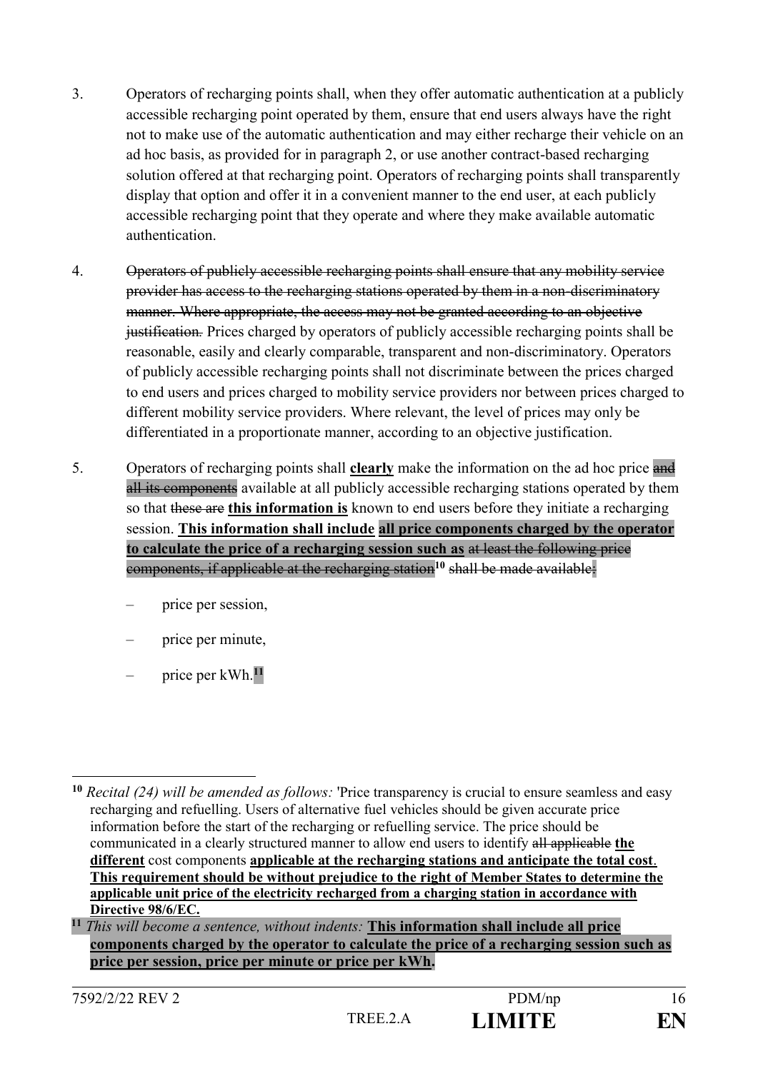3. Operators of recharging points shall, when they offer automatic authentication at a publicly accessible recharging point operated by them, ensure that end users always have the right not to make use of the automatic authentication and may either recharge their vehicle on an ad hoc basis, as provided for in paragraph 2, or use another contract-based recharging solution offered at that recharging point. Operators of recharging points shall transparently display that option and offer it in a convenient manner to the end user, at each publicly accessible recharging point that they operate and where they make available automatic authentication.

4. ~~Operators of publicly accessible recharging points shall ensure that any mobility service provider has access to the recharging stations operated by them in a non-discriminatory manner. Where appropriate, the access may not be granted according to an objective justification.~~ Prices charged by operators of publicly accessible recharging points shall be reasonable, easily and clearly comparable, transparent and non-discriminatory. Operators of publicly accessible recharging points shall not discriminate between the prices charged to end users and prices charged to mobility service providers nor between prices charged to different mobility service providers. Where relevant, the level of prices may only be differentiated in a proportionate manner, according to an objective justification.

5. Operators of recharging points shall **clearly** make the information on the ad hoc price ~~and all its components~~ available at all publicly accessible recharging stations operated by them so that ~~these are~~ **this information is** known to end users before they initiate a recharging session. **This information shall include all price components charged by the operator to calculate the price of a recharging session such as** ~~at least the following price components, if applicable at the recharging station~~[10] ~~shall be made available:~~

   – price per session,

   – price per minute,

   – price per kWh.[11]

---

[10] *Recital (24) will be amended as follows:* 'Price transparency is crucial to ensure seamless and easy recharging and refuelling. Users of alternative fuel vehicles should be given accurate price information before the start of the recharging or refuelling service. The price should be communicated in a clearly structured manner to allow end users to identify ~~all applicable~~ **the different** cost components **applicable at the recharging stations and anticipate the total cost**. **This requirement should be without prejudice to the right of Member States to determine the applicable unit price of the electricity recharged from a charging station in accordance with Directive 98/6/EC.**

[11] *This will become a sentence, without indents:* **This information shall include all price components charged by the operator to calculate the price of a recharging session such as price per session, price per minute or price per kWh.**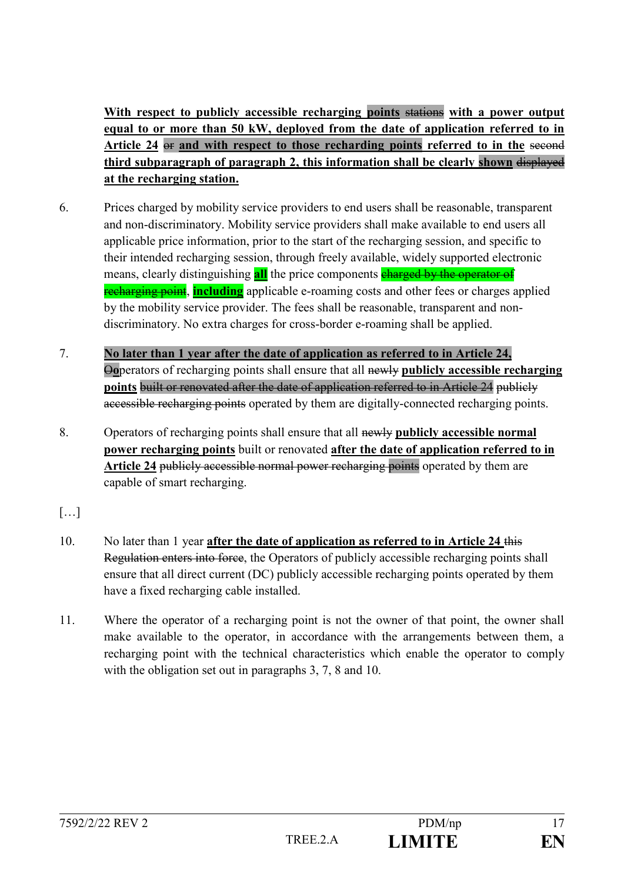**With respect to publicly accessible recharging points** ~~stations~~ **with a power output equal to or more than 50 kW, deployed from the date of application referred to in Article 24** ~~or~~ **and with respect to those recharding points referred to in the** ~~second~~ **third subparagraph of paragraph 2, this information shall be clearly shown** ~~displayed~~ **at the recharging station.**

6. Prices charged by mobility service providers to end users shall be reasonable, transparent and non-discriminatory. Mobility service providers shall make available to end users all applicable price information, prior to the start of the recharging session, and specific to their intended recharging session, through freely available, widely supported electronic means, clearly distinguishing **all** the price components ~~charged by the operator of recharging point~~, **including** applicable e-roaming costs and other fees or charges applied by the mobility service provider. The fees shall be reasonable, transparent and non-discriminatory. No extra charges for cross-border e-roaming shall be applied.

7. **No later than 1 year after the date of application as referred to in Article 24,** ~~O~~**o**perators of recharging points shall ensure that all ~~newly~~ **publicly accessible recharging points** ~~built or renovated after the date of application referred to in Article 24 publicly accessible recharging points~~ operated by them are digitally-connected recharging points.

8. Operators of recharging points shall ensure that all ~~newly~~ **publicly accessible normal power recharging points** built or renovated **after the date of application referred to in Article 24** ~~publicly accessible normal power recharging points~~ operated by them are capable of smart recharging.

[…]

10. No later than 1 year **after the date of application as referred to in Article 24** ~~this Regulation enters into force~~, the Operators of publicly accessible recharging points shall ensure that all direct current (DC) publicly accessible recharging points operated by them have a fixed recharging cable installed.

11. Where the operator of a recharging point is not the owner of that point, the owner shall make available to the operator, in accordance with the arrangements between them, a recharging point with the technical characteristics which enable the operator to comply with the obligation set out in paragraphs 3, 7, 8 and 10.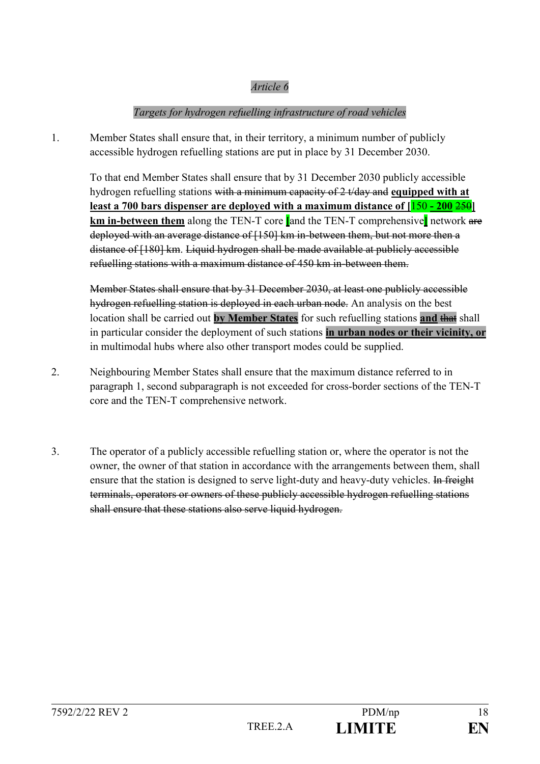*Article 6*

*Targets for hydrogen refuelling infrastructure of road vehicles*

1. Member States shall ensure that, in their territory, a minimum number of publicly accessible hydrogen refuelling stations are put in place by 31 December 2030.

   To that end Member States shall ensure that by 31 December 2030 publicly accessible hydrogen refuelling stations ~~with a minimum capacity of 2 t/day and~~ **equipped with at least a 700 bars dispenser are deployed with a maximum distance of [**150 **- 200** ~~250~~**] km in-between them** along the TEN-T core [and the TEN-T comprehensive] network ~~are deployed with an average distance of [150] km in-between them, but not more then a distance of [180] km~~. ~~Liquid hydrogen shall be made available at publicly accessible refuelling stations with a maximum distance of 450 km in-between them.~~

   ~~Member States shall ensure that by 31 December 2030, at least one publicly accessible hydrogen refuelling station is deployed in each urban node.~~ An analysis on the best location shall be carried out **by Member States** for such refuelling stations **and** ~~that~~ shall in particular consider the deployment of such stations **in urban nodes or their vicinity, or** in multimodal hubs where also other transport modes could be supplied.

2. Neighbouring Member States shall ensure that the maximum distance referred to in paragraph 1, second subparagraph is not exceeded for cross-border sections of the TEN-T core and the TEN-T comprehensive network.

3. The operator of a publicly accessible refuelling station or, where the operator is not the owner, the owner of that station in accordance with the arrangements between them, shall ensure that the station is designed to serve light-duty and heavy-duty vehicles. ~~In freight terminals, operators or owners of these publicly accessible hydrogen refuelling stations shall ensure that these stations also serve liquid hydrogen.~~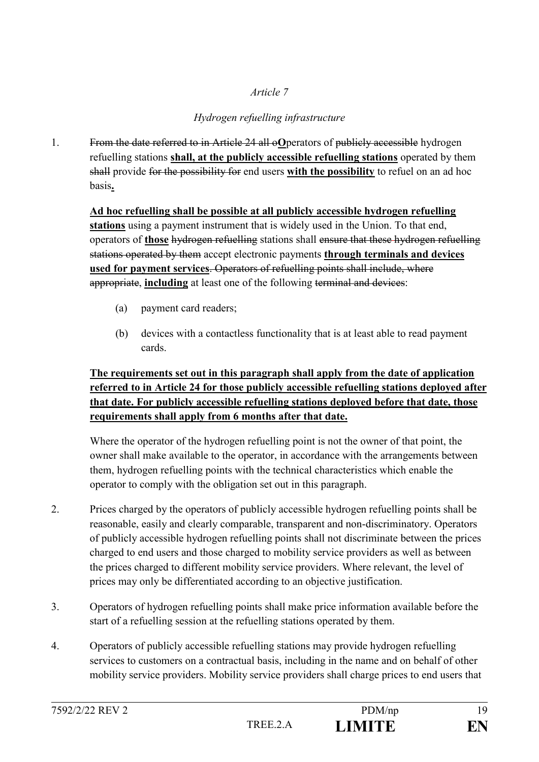*Article 7*

*Hydrogen refuelling infrastructure*

1. ~~From the date referred to in Article 24 all o~~**O**perators of ~~publicly accessible~~ hydrogen refuelling stations **shall, at the publicly accessible refuelling stations** operated by them ~~shall~~ provide ~~for the possibility for~~ end users **with the possibility** to refuel on an ad hoc basis**.**

   **Ad hoc refuelling shall be possible at all publicly accessible hydrogen refuelling stations** using a payment instrument that is widely used in the Union. To that end, operators of **those** ~~hydrogen refuelling~~ stations shall ~~ensure that these hydrogen refuelling stations operated by them~~ accept electronic payments **through terminals and devices used for payment services**. ~~Operators of refuelling points shall include, where appropriate~~, **including** at least one of the following ~~terminal and devices~~:

   (a) payment card readers;

   (b) devices with a contactless functionality that is at least able to read payment cards.

   **The requirements set out in this paragraph shall apply from the date of application referred to in Article 24 for those publicly accessible refuelling stations deployed after that date. For publicly accessible refuelling stations deployed before that date, those requirements shall apply from 6 months after that date.**

   Where the operator of the hydrogen refuelling point is not the owner of that point, the owner shall make available to the operator, in accordance with the arrangements between them, hydrogen refuelling points with the technical characteristics which enable the operator to comply with the obligation set out in this paragraph.

2. Prices charged by the operators of publicly accessible hydrogen refuelling points shall be reasonable, easily and clearly comparable, transparent and non-discriminatory. Operators of publicly accessible hydrogen refuelling points shall not discriminate between the prices charged to end users and those charged to mobility service providers as well as between the prices charged to different mobility service providers. Where relevant, the level of prices may only be differentiated according to an objective justification.

3. Operators of hydrogen refuelling points shall make price information available before the start of a refuelling session at the refuelling stations operated by them.

4. Operators of publicly accessible refuelling stations may provide hydrogen refuelling services to customers on a contractual basis, including in the name and on behalf of other mobility service providers. Mobility service providers shall charge prices to end users that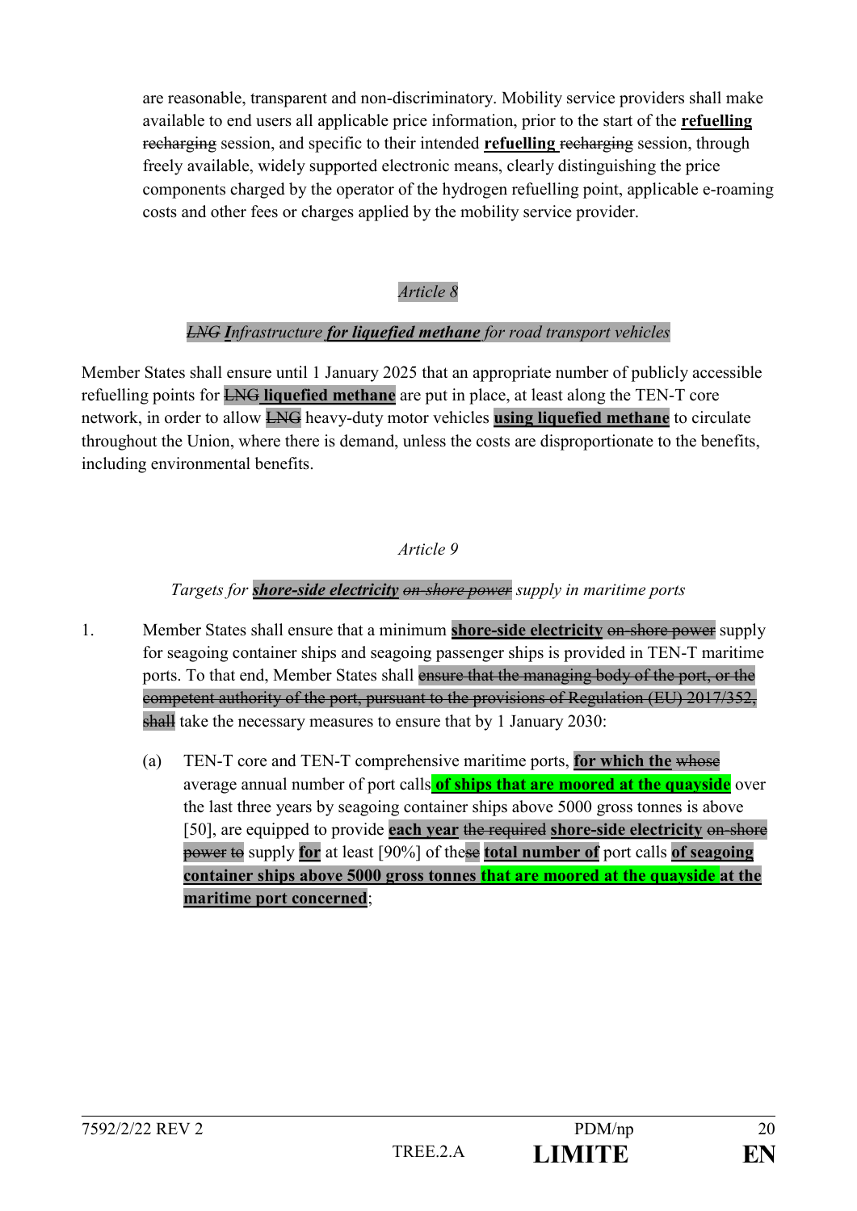are reasonable, transparent and non-discriminatory. Mobility service providers shall make available to end users all applicable price information, prior to the start of the **refuelling** ~~recharging~~ session, and specific to their intended **refuelling** ~~recharging~~ session, through freely available, widely supported electronic means, clearly distinguishing the price components charged by the operator of the hydrogen refuelling point, applicable e-roaming costs and other fees or charges applied by the mobility service provider.

*Article 8*

*~~LNG~~ **I**nfrastructure **for liquefied methane** for road transport vehicles*

Member States shall ensure until 1 January 2025 that an appropriate number of publicly accessible refuelling points for ~~LNG~~ **liquefied methane** are put in place, at least along the TEN-T core network, in order to allow ~~LNG~~ heavy-duty motor vehicles **using liquefied methane** to circulate throughout the Union, where there is demand, unless the costs are disproportionate to the benefits, including environmental benefits.

*Article 9*

*Targets for **shore-side electricity** ~~on-shore power~~ supply in maritime ports*

1. Member States shall ensure that a minimum **shore-side electricity** ~~on-shore power~~ supply for seagoing container ships and seagoing passenger ships is provided in TEN-T maritime ports. To that end, Member States shall ~~ensure that the managing body of the port, or the competent authority of the port, pursuant to the provisions of Regulation (EU) 2017/352, shall~~ take the necessary measures to ensure that by 1 January 2030:

   (a) TEN-T core and TEN-T comprehensive maritime ports, **for which the** ~~whose~~ average annual number of port calls **of ships that are moored at the quayside** over the last three years by seagoing container ships above 5000 gross tonnes is above [50], are equipped to provide **each year** ~~the required~~ **shore-side electricity** ~~on-shore power to~~ supply **for** at least [90%] of the~~se~~ **total number of** port calls **of seagoing container ships above 5000 gross tonnes that are moored at the quayside at the maritime port concerned**;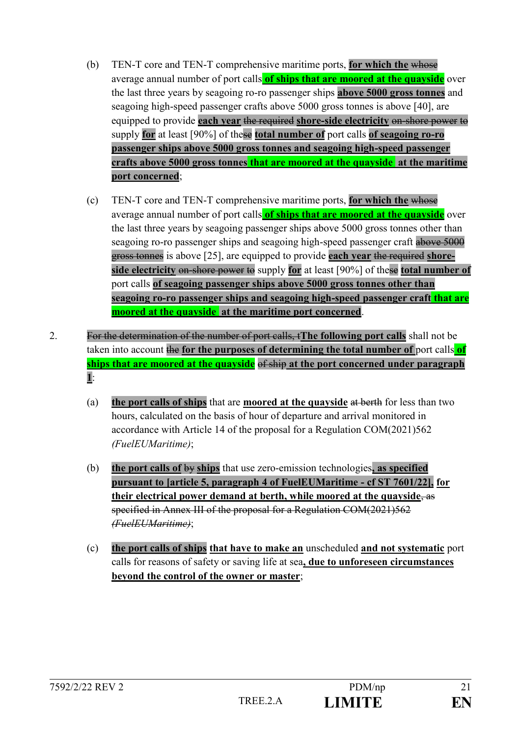(b) TEN-T core and TEN-T comprehensive maritime ports, **for which the** ~~whose~~ average annual number of port calls **of ships that are moored at the quayside** over the last three years by seagoing ro-ro passenger ships **above 5000 gross tonnes** and seagoing high-speed passenger crafts above 5000 gross tonnes is above [40], are equipped to provide **each year** ~~the required~~ **shore-side electricity** ~~on-shore power to~~ supply **for** at least [90%] of the~~se~~ **total number of** port calls **of seagoing ro-ro passenger ships above 5000 gross tonnes and seagoing high-speed passenger crafts above 5000 gross tonnes that are moored at the quayside at the maritime port concerned**;

(c) TEN-T core and TEN-T comprehensive maritime ports, **for which the** ~~whose~~ average annual number of port calls **of ships that are moored at the quayside** over the last three years by seagoing passenger ships above 5000 gross tonnes other than seagoing ro-ro passenger ships and seagoing high-speed passenger craft ~~above 5000 gross tonnes~~ is above [25], are equipped to provide **each year** ~~the required~~ **shore-side electricity** ~~on-shore power to~~ supply **for** at least [90%] of the~~se~~ **total number of** port calls **of seagoing passenger ships above 5000 gross tonnes other than seagoing ro-ro passenger ships and seagoing high-speed passenger craft that are moored at the quayside at the maritime port concerned**.

2. ~~For the determination of the number of port calls, t~~**The following port calls** shall not be taken into account ~~the~~ **for the purposes of determining the total number of** port calls **of ships that are moored at the quayside** ~~of ship~~ **at the port concerned under paragraph 1**:

(a) **the port calls of ships** that are **moored at the quayside** ~~at berth~~ for less than two hours, calculated on the basis of hour of departure and arrival monitored in accordance with Article 14 of the proposal for a Regulation COM(2021)562 *(FuelEUMaritime)*;

(b) **the port calls of** ~~by~~ **ships** that use zero-emission technologies**, as specified pursuant to [article 5, paragraph 4 of FuelEUMaritime - cf ST 7601/22], for their electrical power demand at berth, while moored at the quayside**~~, as specified in Annex III of the proposal for a Regulation COM(2021)562 (FuelEUMaritime)~~;

(c) **the port calls of ships that have to make an** unscheduled **and not systematic** port calls for reasons of safety or saving life at sea**, due to unforeseen circumstances beyond the control of the owner or master**;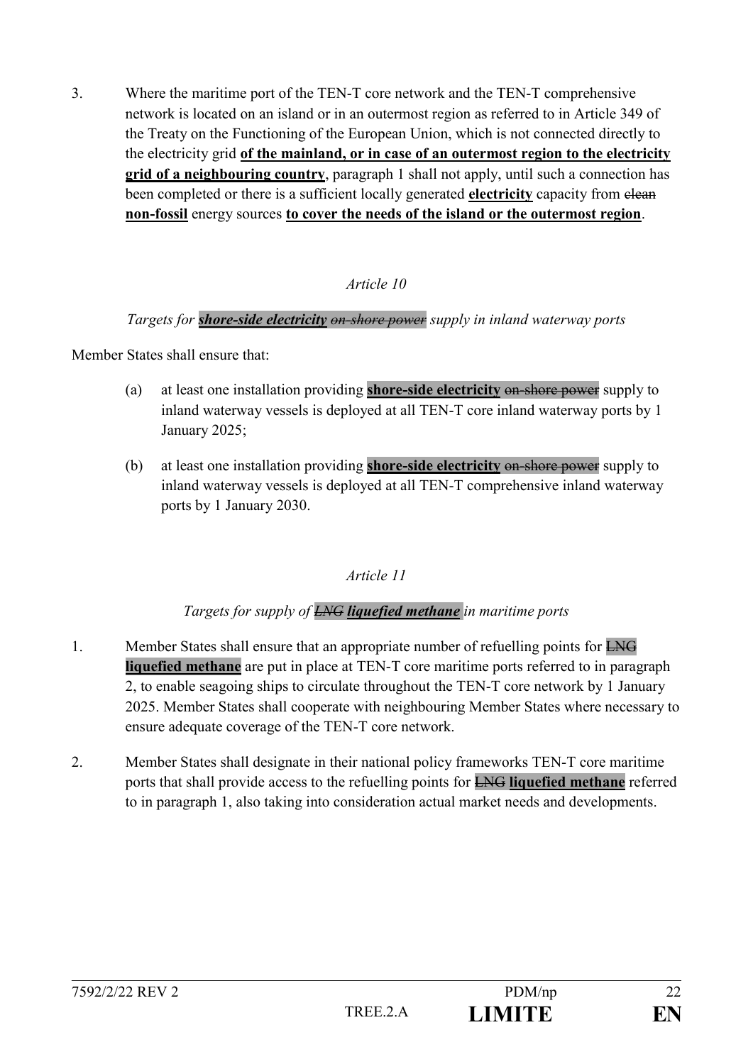3. Where the maritime port of the TEN-T core network and the TEN-T comprehensive network is located on an island or in an outermost region as referred to in Article 349 of the Treaty on the Functioning of the European Union, which is not connected directly to the electricity grid **of the mainland, or in case of an outermost region to the electricity grid of a neighbouring country**, paragraph 1 shall not apply, until such a connection has been completed or there is a sufficient locally generated **electricity** capacity from ~~clean~~ **non-fossil** energy sources **to cover the needs of the island or the outermost region**.

*Article 10*

*Targets for **shore-side electricity** ~~on-shore power~~ supply in inland waterway ports*

Member States shall ensure that:

(a) at least one installation providing **shore-side electricity** ~~on-shore power~~ supply to inland waterway vessels is deployed at all TEN-T core inland waterway ports by 1 January 2025;

(b) at least one installation providing **shore-side electricity** ~~on-shore power~~ supply to inland waterway vessels is deployed at all TEN-T comprehensive inland waterway ports by 1 January 2030.

*Article 11*

*Targets for supply of ~~LNG~~ **liquefied methane** in maritime ports*

1. Member States shall ensure that an appropriate number of refuelling points for ~~LNG~~ **liquefied methane** are put in place at TEN-T core maritime ports referred to in paragraph 2, to enable seagoing ships to circulate throughout the TEN-T core network by 1 January 2025. Member States shall cooperate with neighbouring Member States where necessary to ensure adequate coverage of the TEN-T core network.

2. Member States shall designate in their national policy frameworks TEN-T core maritime ports that shall provide access to the refuelling points for ~~LNG~~ **liquefied methane** referred to in paragraph 1, also taking into consideration actual market needs and developments.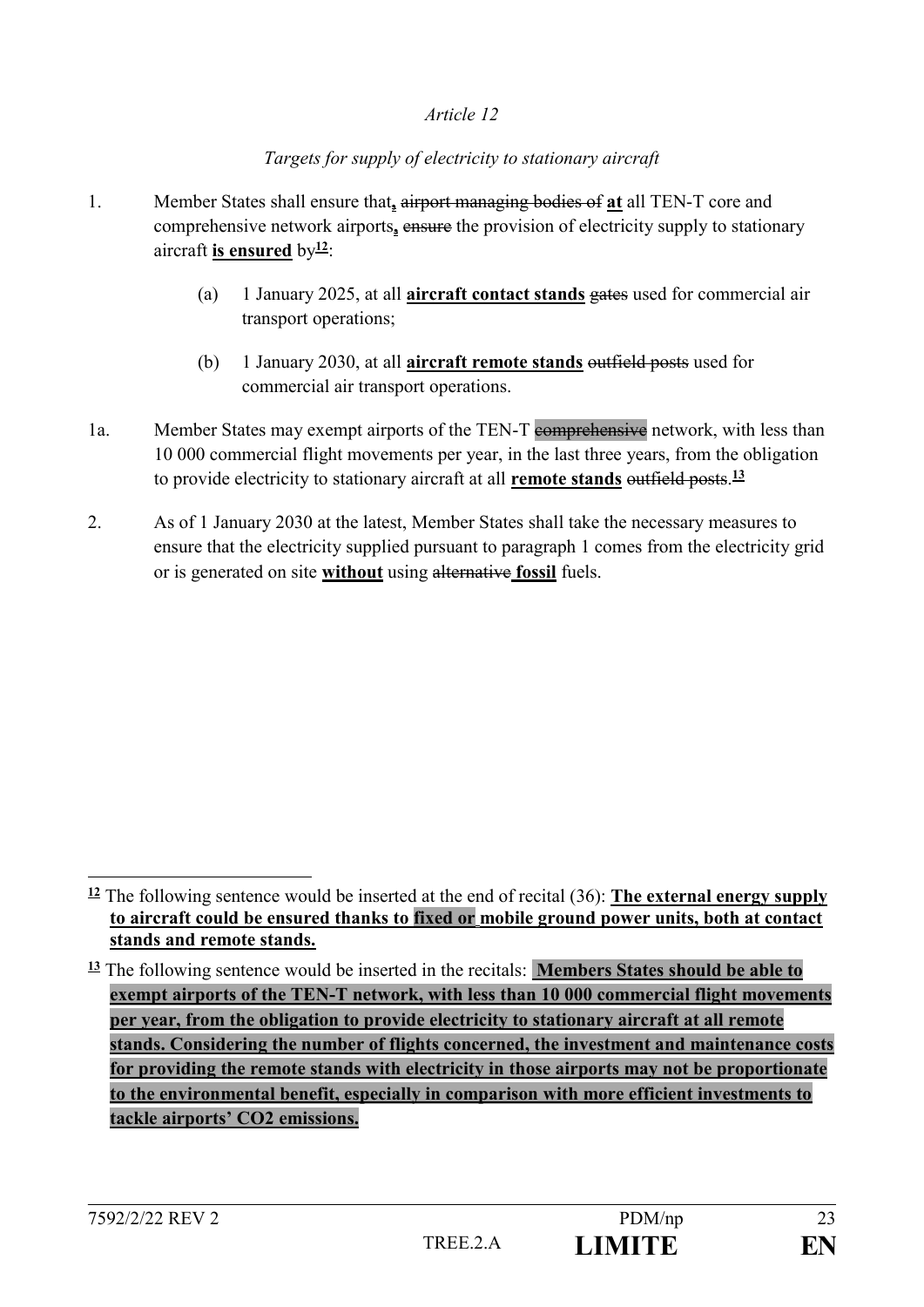*Article 12*

*Targets for supply of electricity to stationary aircraft*

1. Member States shall ensure that**,** ~~airport managing bodies of~~ **at** all TEN-T core and comprehensive network airports**,** ~~ensure~~ the provision of electricity supply to stationary aircraft **is ensured** by[12]:

   (a) 1 January 2025, at all **aircraft contact stands** ~~gates~~ used for commercial air transport operations;

   (b) 1 January 2030, at all **aircraft remote stands** ~~outfield posts~~ used for commercial air transport operations.

1a. Member States may exempt airports of the TEN-T ~~comprehensive~~ network, with less than 10 000 commercial flight movements per year, in the last three years, from the obligation to provide electricity to stationary aircraft at all **remote stands** ~~outfield posts~~.[13]

2. As of 1 January 2030 at the latest, Member States shall take the necessary measures to ensure that the electricity supplied pursuant to paragraph 1 comes from the electricity grid or is generated on site **without** using ~~alternative~~ **fossil** fuels.

---

[12] The following sentence would be inserted at the end of recital (36): **The external energy supply to aircraft could be ensured thanks to fixed or mobile ground power units, both at contact stands and remote stands.**

[13] The following sentence would be inserted in the recitals: **Members States should be able to exempt airports of the TEN-T network, with less than 10 000 commercial flight movements per year, from the obligation to provide electricity to stationary aircraft at all remote stands. Considering the number of flights concerned, the investment and maintenance costs for providing the remote stands with electricity in those airports may not be proportionate to the environmental benefit, especially in comparison with more efficient investments to tackle airports' CO2 emissions.**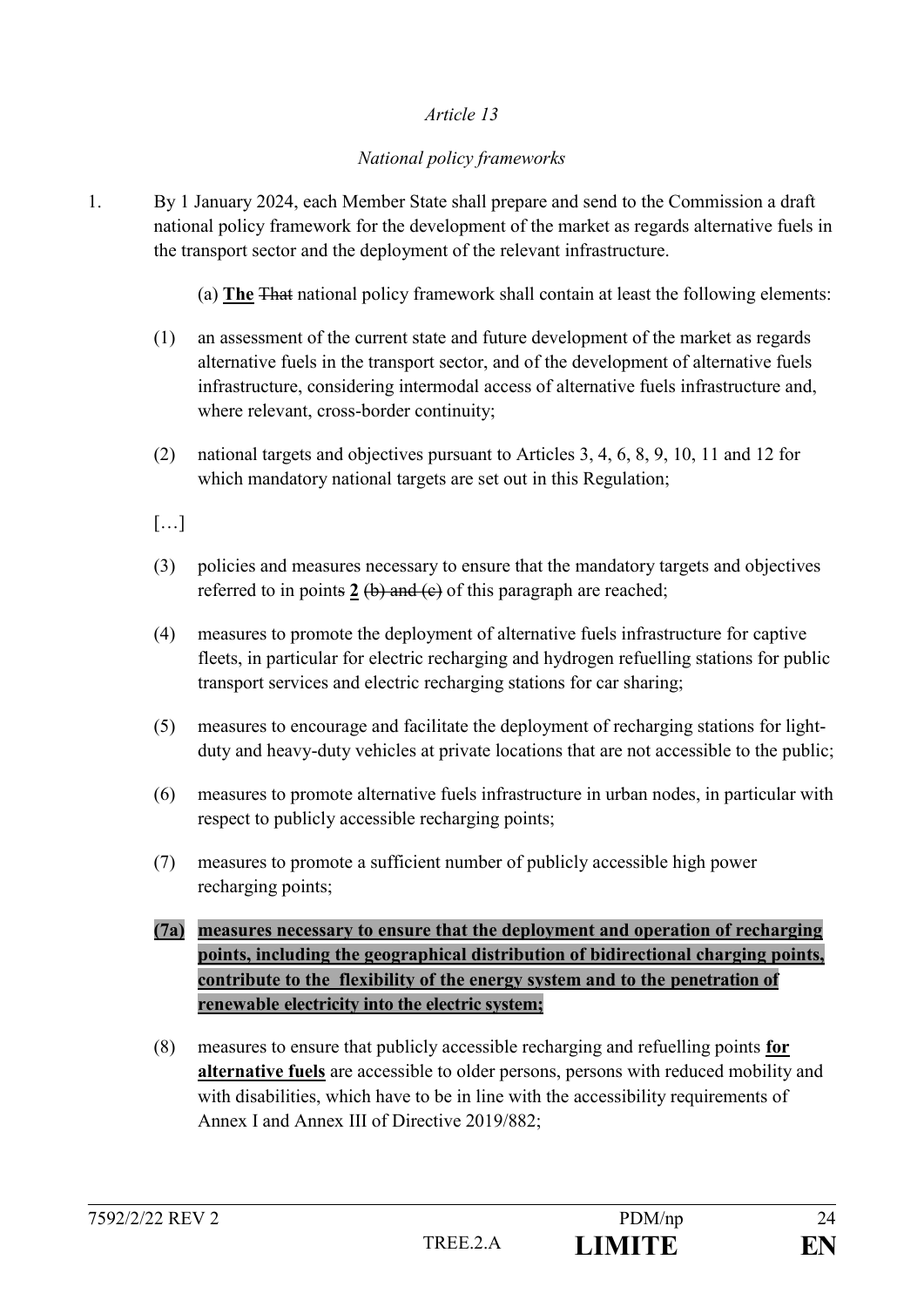*Article 13*

*National policy frameworks*

1. By 1 January 2024, each Member State shall prepare and send to the Commission a draft national policy framework for the development of the market as regards alternative fuels in the transport sector and the deployment of the relevant infrastructure.

   (a) **The** ~~That~~ national policy framework shall contain at least the following elements:

   (1) an assessment of the current state and future development of the market as regards alternative fuels in the transport sector, and of the development of alternative fuels infrastructure, considering intermodal access of alternative fuels infrastructure and, where relevant, cross-border continuity;

   (2) national targets and objectives pursuant to Articles 3, 4, 6, 8, 9, 10, 11 and 12 for which mandatory national targets are set out in this Regulation;

   […]

   (3) policies and measures necessary to ensure that the mandatory targets and objectives referred to in point~~s~~ **2** ~~(b) and (c)~~ of this paragraph are reached;

   (4) measures to promote the deployment of alternative fuels infrastructure for captive fleets, in particular for electric recharging and hydrogen refuelling stations for public transport services and electric recharging stations for car sharing;

   (5) measures to encourage and facilitate the deployment of recharging stations for light-duty and heavy-duty vehicles at private locations that are not accessible to the public;

   (6) measures to promote alternative fuels infrastructure in urban nodes, in particular with respect to publicly accessible recharging points;

   (7) measures to promote a sufficient number of publicly accessible high power recharging points;

   **(7a) measures necessary to ensure that the deployment and operation of recharging points, including the geographical distribution of bidirectional charging points, contribute to the flexibility of the energy system and to the penetration of renewable electricity into the electric system;**

   (8) measures to ensure that publicly accessible recharging and refuelling points **for alternative fuels** are accessible to older persons, persons with reduced mobility and with disabilities, which have to be in line with the accessibility requirements of Annex I and Annex III of Directive 2019/882;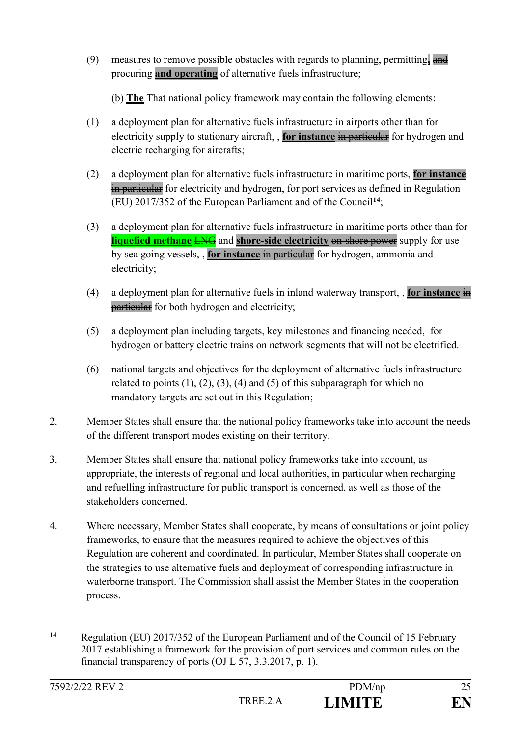(9) measures to remove possible obstacles with regards to planning, permitting**,** ~~and~~ procuring **and operating** of alternative fuels infrastructure;

(b) **The** ~~That~~ national policy framework may contain the following elements:

(1) a deployment plan for alternative fuels infrastructure in airports other than for electricity supply to stationary aircraft, , **for instance** ~~in particular~~ for hydrogen and electric recharging for aircrafts;

(2) a deployment plan for alternative fuels infrastructure in maritime ports, **for instance** ~~in particular~~ for electricity and hydrogen, for port services as defined in Regulation (EU) 2017/352 of the European Parliament and of the Council[14];

(3) a deployment plan for alternative fuels infrastructure in maritime ports other than for **liquefied methane** ~~LNG~~ and **shore-side electricity** ~~on-shore power~~ supply for use by sea going vessels, , **for instance** ~~in particular~~ for hydrogen, ammonia and electricity;

(4) a deployment plan for alternative fuels in inland waterway transport, , **for instance** ~~in particular~~ for both hydrogen and electricity;

(5) a deployment plan including targets, key milestones and financing needed, for hydrogen or battery electric trains on network segments that will not be electrified.

(6) national targets and objectives for the deployment of alternative fuels infrastructure related to points (1), (2), (3), (4) and (5) of this subparagraph for which no mandatory targets are set out in this Regulation;

2. Member States shall ensure that the national policy frameworks take into account the needs of the different transport modes existing on their territory.

3. Member States shall ensure that national policy frameworks take into account, as appropriate, the interests of regional and local authorities, in particular when recharging and refuelling infrastructure for public transport is concerned, as well as those of the stakeholders concerned.

4. Where necessary, Member States shall cooperate, by means of consultations or joint policy frameworks, to ensure that the measures required to achieve the objectives of this Regulation are coherent and coordinated. In particular, Member States shall cooperate on the strategies to use alternative fuels and deployment of corresponding infrastructure in waterborne transport. The Commission shall assist the Member States in the cooperation process.

---

[14] Regulation (EU) 2017/352 of the European Parliament and of the Council of 15 February 2017 establishing a framework for the provision of port services and common rules on the financial transparency of ports (OJ L 57, 3.3.2017, p. 1).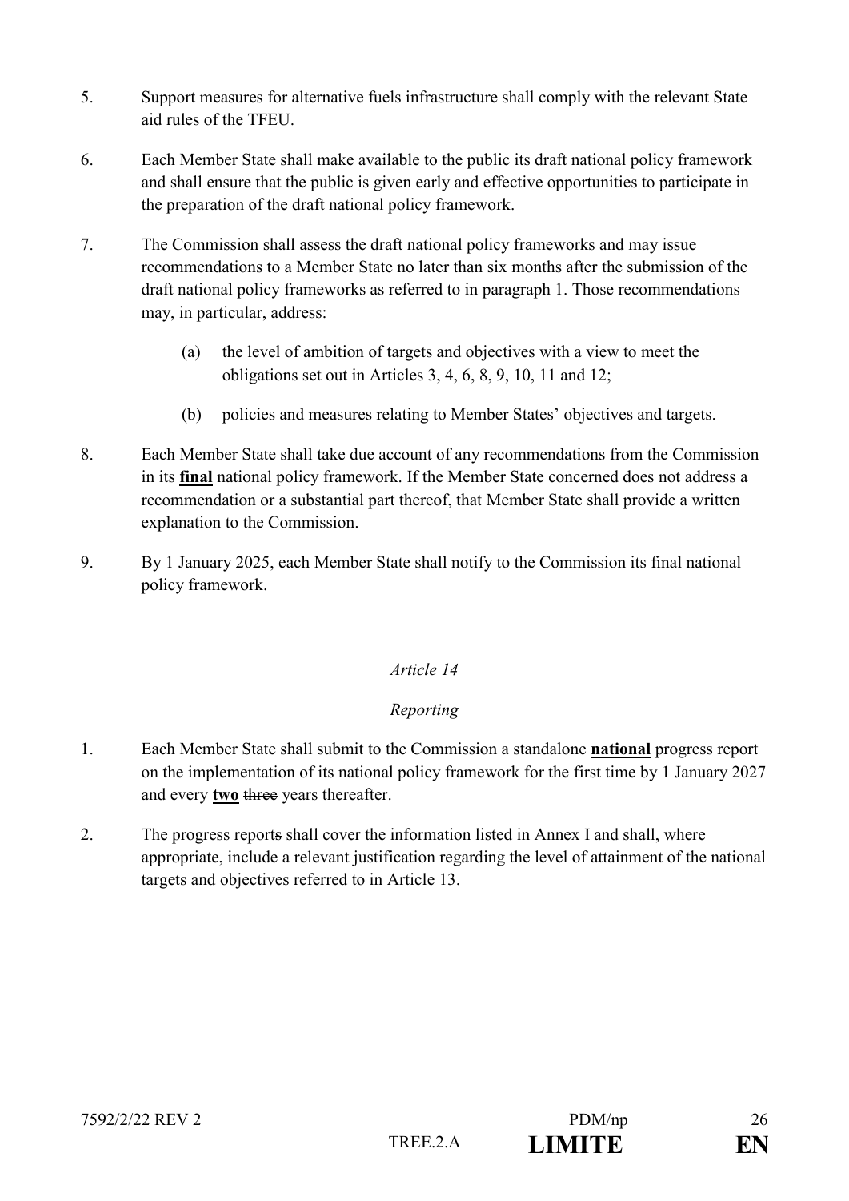5. Support measures for alternative fuels infrastructure shall comply with the relevant State aid rules of the TFEU.

6. Each Member State shall make available to the public its draft national policy framework and shall ensure that the public is given early and effective opportunities to participate in the preparation of the draft national policy framework.

7. The Commission shall assess the draft national policy frameworks and may issue recommendations to a Member State no later than six months after the submission of the draft national policy frameworks as referred to in paragraph 1. Those recommendations may, in particular, address:

   (a) the level of ambition of targets and objectives with a view to meet the obligations set out in Articles 3, 4, 6, 8, 9, 10, 11 and 12;

   (b) policies and measures relating to Member States' objectives and targets.

8. Each Member State shall take due account of any recommendations from the Commission in its **final** national policy framework. If the Member State concerned does not address a recommendation or a substantial part thereof, that Member State shall provide a written explanation to the Commission.

9. By 1 January 2025, each Member State shall notify to the Commission its final national policy framework.

*Article 14*

*Reporting*

1. Each Member State shall submit to the Commission a standalone **national** progress report on the implementation of its national policy framework for the first time by 1 January 2027 and every **two** ~~three~~ years thereafter.

2. The progress report~~s~~ shall cover the information listed in Annex I and shall, where appropriate, include a relevant justification regarding the level of attainment of the national targets and objectives referred to in Article 13.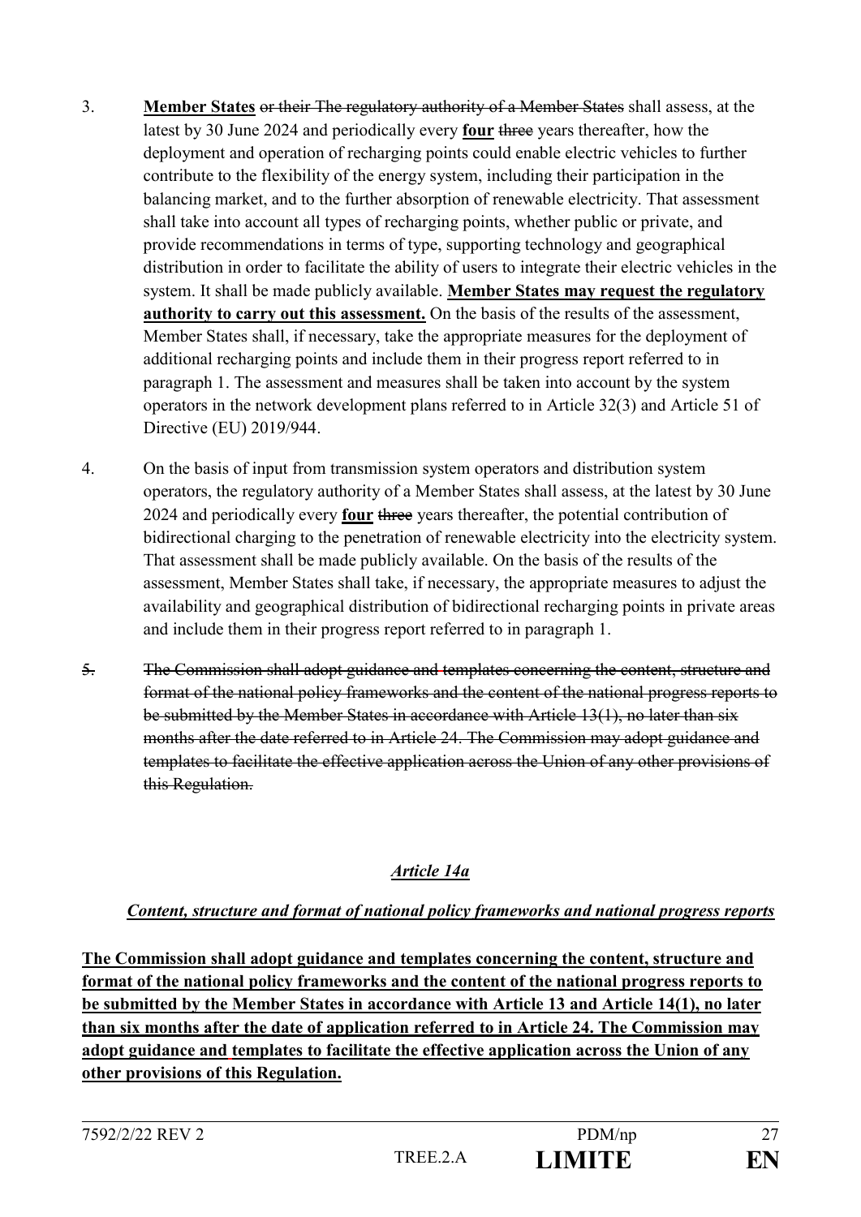3. **Member States** ~~or their The regulatory authority of a Member States~~ shall assess, at the latest by 30 June 2024 and periodically every **four** ~~three~~ years thereafter, how the deployment and operation of recharging points could enable electric vehicles to further contribute to the flexibility of the energy system, including their participation in the balancing market, and to the further absorption of renewable electricity. That assessment shall take into account all types of recharging points, whether public or private, and provide recommendations in terms of type, supporting technology and geographical distribution in order to facilitate the ability of users to integrate their electric vehicles in the system. It shall be made publicly available. **Member States may request the regulatory authority to carry out this assessment.** On the basis of the results of the assessment, Member States shall, if necessary, take the appropriate measures for the deployment of additional recharging points and include them in their progress report referred to in paragraph 1. The assessment and measures shall be taken into account by the system operators in the network development plans referred to in Article 32(3) and Article 51 of Directive (EU) 2019/944.

4. On the basis of input from transmission system operators and distribution system operators, the regulatory authority of a Member States shall assess, at the latest by 30 June 2024 and periodically every **four** ~~three~~ years thereafter, the potential contribution of bidirectional charging to the penetration of renewable electricity into the electricity system. That assessment shall be made publicly available. On the basis of the results of the assessment, Member States shall take, if necessary, the appropriate measures to adjust the availability and geographical distribution of bidirectional recharging points in private areas and include them in their progress report referred to in paragraph 1.

~~5. The Commission shall adopt guidance and templates concerning the content, structure and format of the national policy frameworks and the content of the national progress reports to be submitted by the Member States in accordance with Article 13(1), no later than six months after the date referred to in Article 24. The Commission may adopt guidance and templates to facilitate the effective application across the Union of any other provisions of this Regulation.~~

## *Article 14a*

### *Content, structure and format of national policy frameworks and national progress reports*

**The Commission shall adopt guidance and templates concerning the content, structure and format of the national policy frameworks and the content of the national progress reports to be submitted by the Member States in accordance with Article 13 and Article 14(1), no later than six months after the date of application referred to in Article 24. The Commission may adopt guidance and templates to facilitate the effective application across the Union of any other provisions of this Regulation.**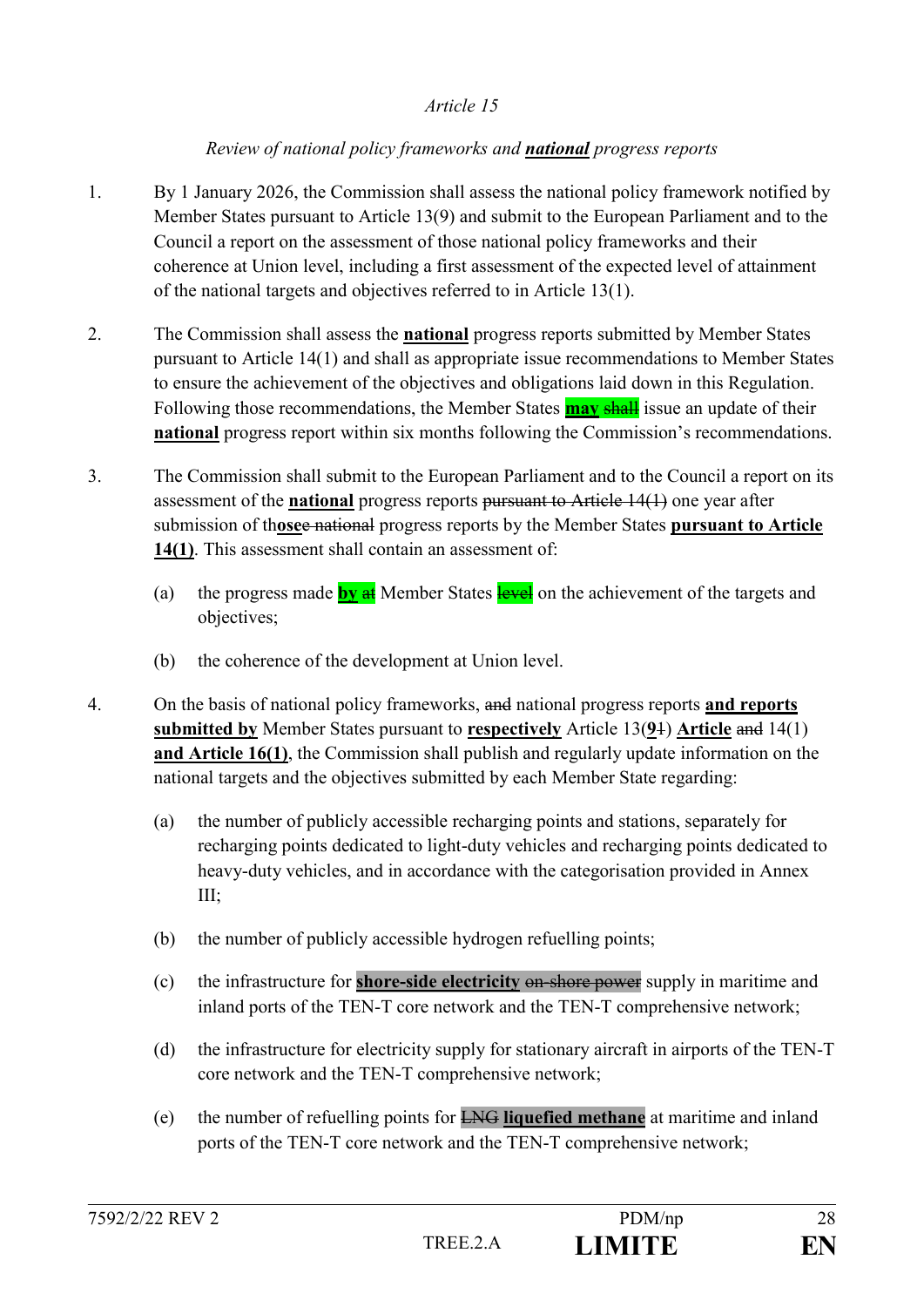*Article 15*

*Review of national policy frameworks and **national** progress reports*

1. By 1 January 2026, the Commission shall assess the national policy framework notified by Member States pursuant to Article 13(9) and submit to the European Parliament and to the Council a report on the assessment of those national policy frameworks and their coherence at Union level, including a first assessment of the expected level of attainment of the national targets and objectives referred to in Article 13(1).

2. The Commission shall assess the **national** progress reports submitted by Member States pursuant to Article 14(1) and shall as appropriate issue recommendations to Member States to ensure the achievement of the objectives and obligations laid down in this Regulation. Following those recommendations, the Member States **may** ~~shall~~ issue an update of their **national** progress report within six months following the Commission's recommendations.

3. The Commission shall submit to the European Parliament and to the Council a report on its assessment of the **national** progress reports ~~pursuant to Article 14(1)~~ one year after submission of th**ose**~~e national~~ progress reports by the Member States **pursuant to Article 14(1)**. This assessment shall contain an assessment of:

   (a) the progress made **by** ~~at~~ Member States ~~level~~ on the achievement of the targets and objectives;

   (b) the coherence of the development at Union level.

4. On the basis of national policy frameworks, ~~and~~ national progress reports **and reports submitted by** Member States pursuant to **respectively** Article 13(**9**~~1~~) **Article** ~~and~~ 14(1) **and Article 16(1)**, the Commission shall publish and regularly update information on the national targets and the objectives submitted by each Member State regarding:

   (a) the number of publicly accessible recharging points and stations, separately for recharging points dedicated to light-duty vehicles and recharging points dedicated to heavy-duty vehicles, and in accordance with the categorisation provided in Annex III;

   (b) the number of publicly accessible hydrogen refuelling points;

   (c) the infrastructure for **shore-side electricity** ~~on-shore power~~ supply in maritime and inland ports of the TEN-T core network and the TEN-T comprehensive network;

   (d) the infrastructure for electricity supply for stationary aircraft in airports of the TEN-T core network and the TEN-T comprehensive network;

   (e) the number of refuelling points for ~~LNG~~ **liquefied methane** at maritime and inland ports of the TEN-T core network and the TEN-T comprehensive network;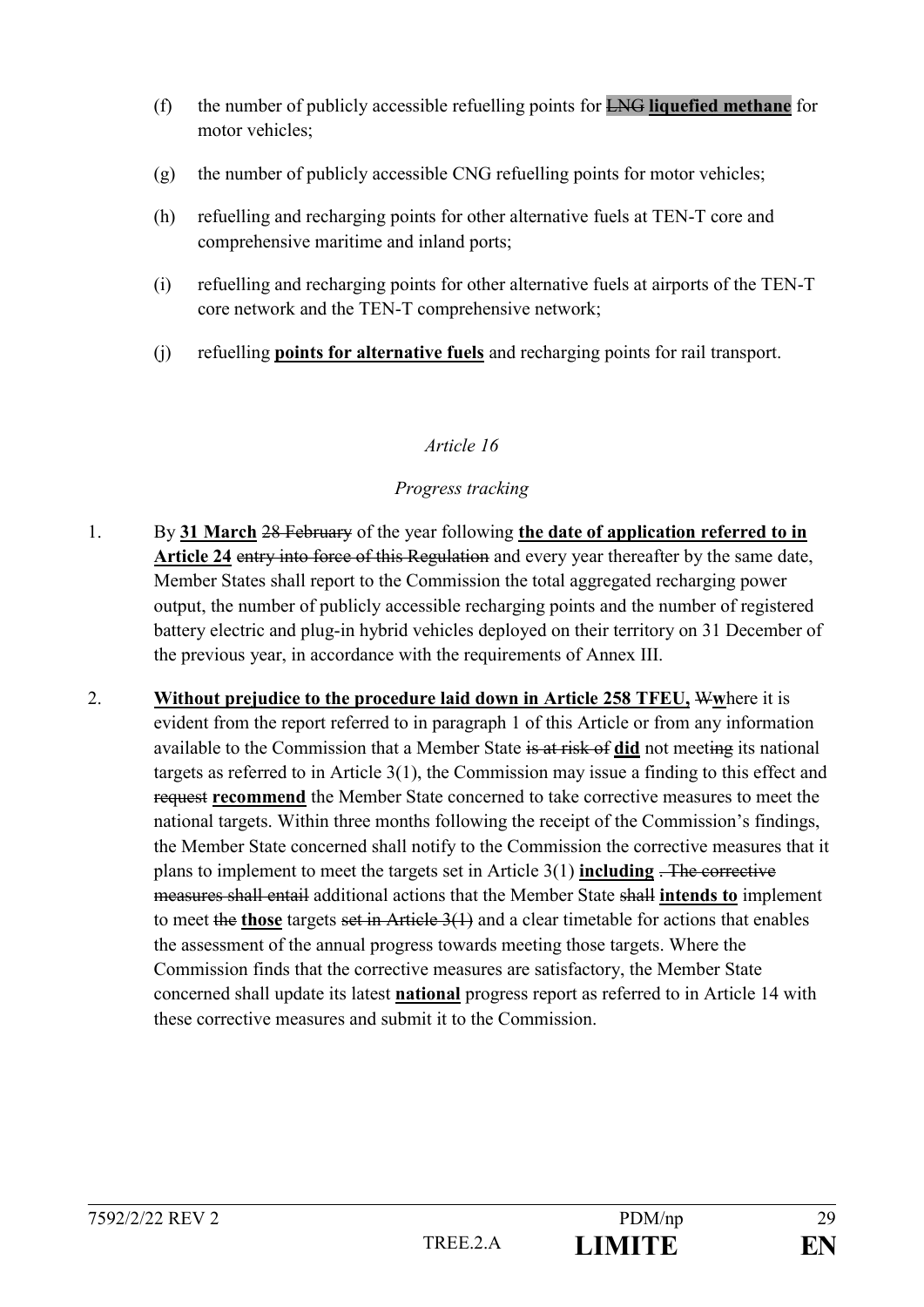(f) the number of publicly accessible refuelling points for ~~LNG~~ **liquefied methane** for motor vehicles;

(g) the number of publicly accessible CNG refuelling points for motor vehicles;

(h) refuelling and recharging points for other alternative fuels at TEN-T core and comprehensive maritime and inland ports;

(i) refuelling and recharging points for other alternative fuels at airports of the TEN-T core network and the TEN-T comprehensive network;

(j) refuelling **points for alternative fuels** and recharging points for rail transport.

*Article 16*

*Progress tracking*

1. By **31 March** ~~28 February~~ of the year following **the date of application referred to in Article 24** ~~entry into force of this Regulation~~ and every year thereafter by the same date, Member States shall report to the Commission the total aggregated recharging power output, the number of publicly accessible recharging points and the number of registered battery electric and plug-in hybrid vehicles deployed on their territory on 31 December of the previous year, in accordance with the requirements of Annex III.

2. **Without prejudice to the procedure laid down in Article 258 TFEU,** ~~W~~**w**here it is evident from the report referred to in paragraph 1 of this Article or from any information available to the Commission that a Member State ~~is at risk of~~ **did** not meet~~ing~~ its national targets as referred to in Article 3(1), the Commission may issue a finding to this effect and ~~request~~ **recommend** the Member State concerned to take corrective measures to meet the national targets. Within three months following the receipt of the Commission's findings, the Member State concerned shall notify to the Commission the corrective measures that it plans to implement to meet the targets set in Article 3(1) **including** ~~. The corrective measures shall entail~~ additional actions that the Member State ~~shall~~ **intends to** implement to meet ~~the~~ **those** targets ~~set in Article 3(1)~~ and a clear timetable for actions that enables the assessment of the annual progress towards meeting those targets. Where the Commission finds that the corrective measures are satisfactory, the Member State concerned shall update its latest **national** progress report as referred to in Article 14 with these corrective measures and submit it to the Commission.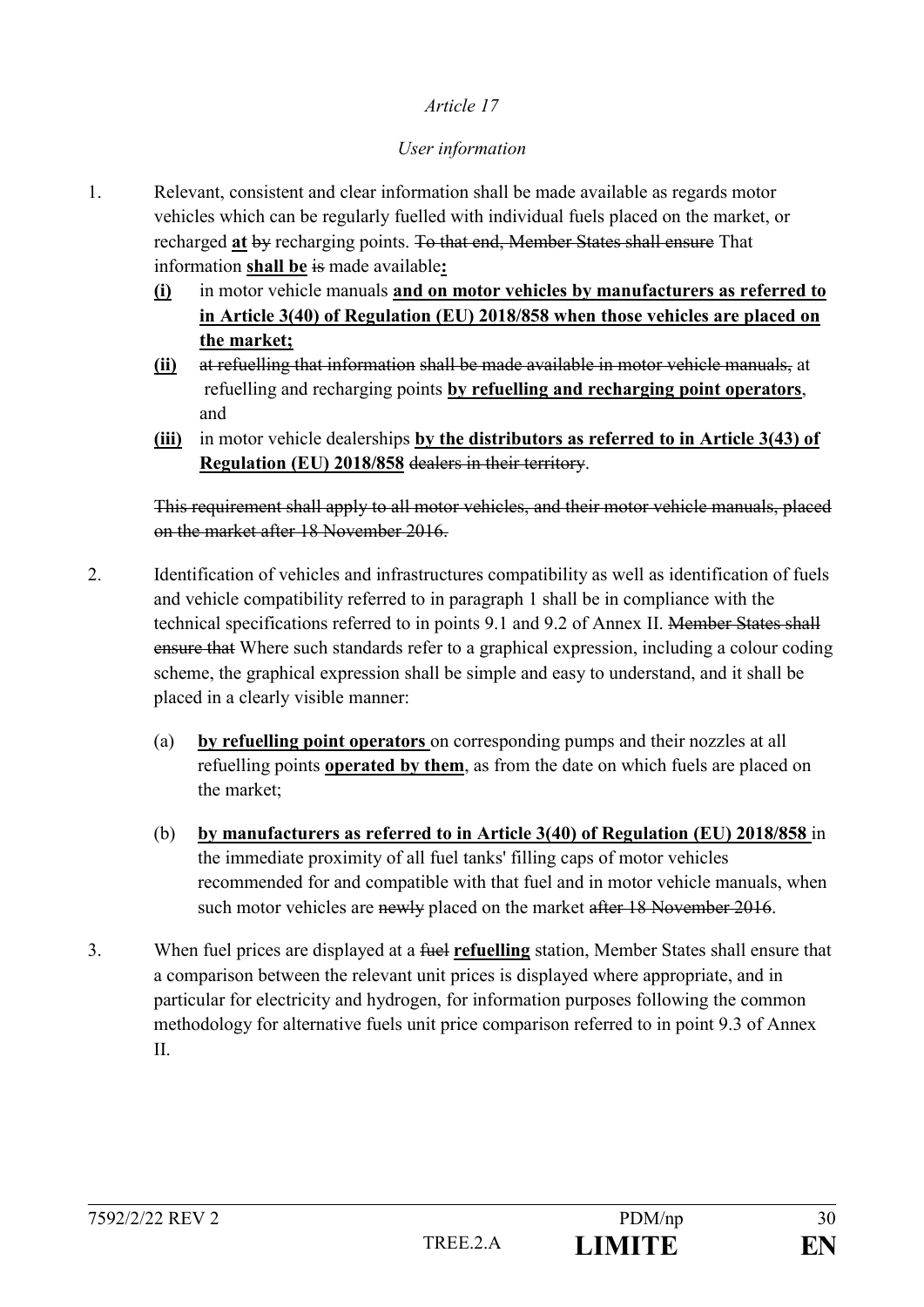*Article 17*

*User information*

1. Relevant, consistent and clear information shall be made available as regards motor vehicles which can be regularly fuelled with individual fuels placed on the market, or recharged **at** ~~by~~ recharging points. ~~To that end, Member States shall ensure~~ That information **shall be** ~~is~~ made available**:**

   **(i)** in motor vehicle manuals **and on motor vehicles by manufacturers as referred to in Article 3(40) of Regulation (EU) 2018/858 when those vehicles are placed on the market;**

   **(ii)** ~~at refuelling that information~~ ~~shall be made available in motor vehicle manuals,~~ at refuelling and recharging points **by refuelling and recharging point operators**, and

   **(iii)** in motor vehicle dealerships **by the distributors as referred to in Article 3(43) of Regulation (EU) 2018/858** ~~dealers in their territory~~.

   ~~This requirement shall apply to all motor vehicles, and their motor vehicle manuals, placed on the market after 18 November 2016.~~

2. Identification of vehicles and infrastructures compatibility as well as identification of fuels and vehicle compatibility referred to in paragraph 1 shall be in compliance with the technical specifications referred to in points 9.1 and 9.2 of Annex II. ~~Member States shall ensure that~~ Where such standards refer to a graphical expression, including a colour coding scheme, the graphical expression shall be simple and easy to understand, and it shall be placed in a clearly visible manner:

   (a) **by refuelling point operators** on corresponding pumps and their nozzles at all refuelling points **operated by them**, as from the date on which fuels are placed on the market;

   (b) **by manufacturers as referred to in Article 3(40) of Regulation (EU) 2018/858** in the immediate proximity of all fuel tanks' filling caps of motor vehicles recommended for and compatible with that fuel and in motor vehicle manuals, when such motor vehicles are ~~newly~~ placed on the market ~~after 18 November 2016~~.

3. When fuel prices are displayed at a ~~fuel~~ **refuelling** station, Member States shall ensure that a comparison between the relevant unit prices is displayed where appropriate, and in particular for electricity and hydrogen, for information purposes following the common methodology for alternative fuels unit price comparison referred to in point 9.3 of Annex II.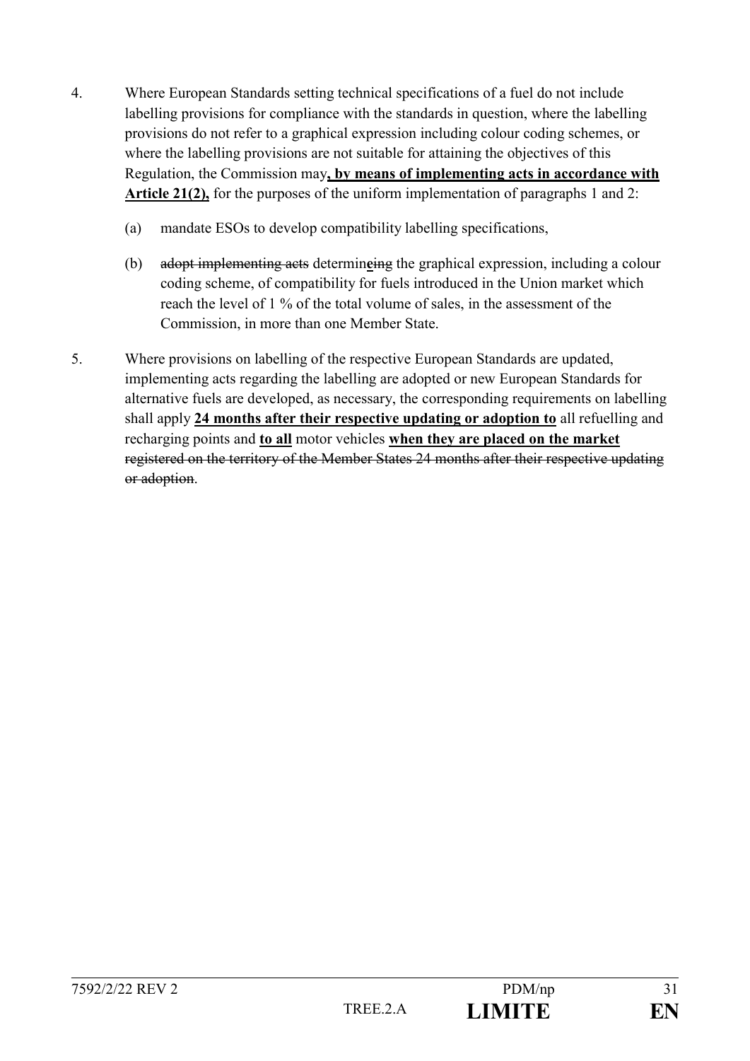4. Where European Standards setting technical specifications of a fuel do not include labelling provisions for compliance with the standards in question, where the labelling provisions do not refer to a graphical expression including colour coding schemes, or where the labelling provisions are not suitable for attaining the objectives of this Regulation, the Commission may**, by means of implementing acts in accordance with Article 21(2),** for the purposes of the uniform implementation of paragraphs 1 and 2:

   (a) mandate ESOs to develop compatibility labelling specifications,

   (b) ~~adopt implementing acts~~ determin**e**~~ing~~ the graphical expression, including a colour coding scheme, of compatibility for fuels introduced in the Union market which reach the level of 1 % of the total volume of sales, in the assessment of the Commission, in more than one Member State.

5. Where provisions on labelling of the respective European Standards are updated, implementing acts regarding the labelling are adopted or new European Standards for alternative fuels are developed, as necessary, the corresponding requirements on labelling shall apply **24 months after their respective updating or adoption to** all refuelling and recharging points and **to all** motor vehicles **when they are placed on the market** ~~registered on the territory of the Member States 24 months after their respective updating or adoption~~.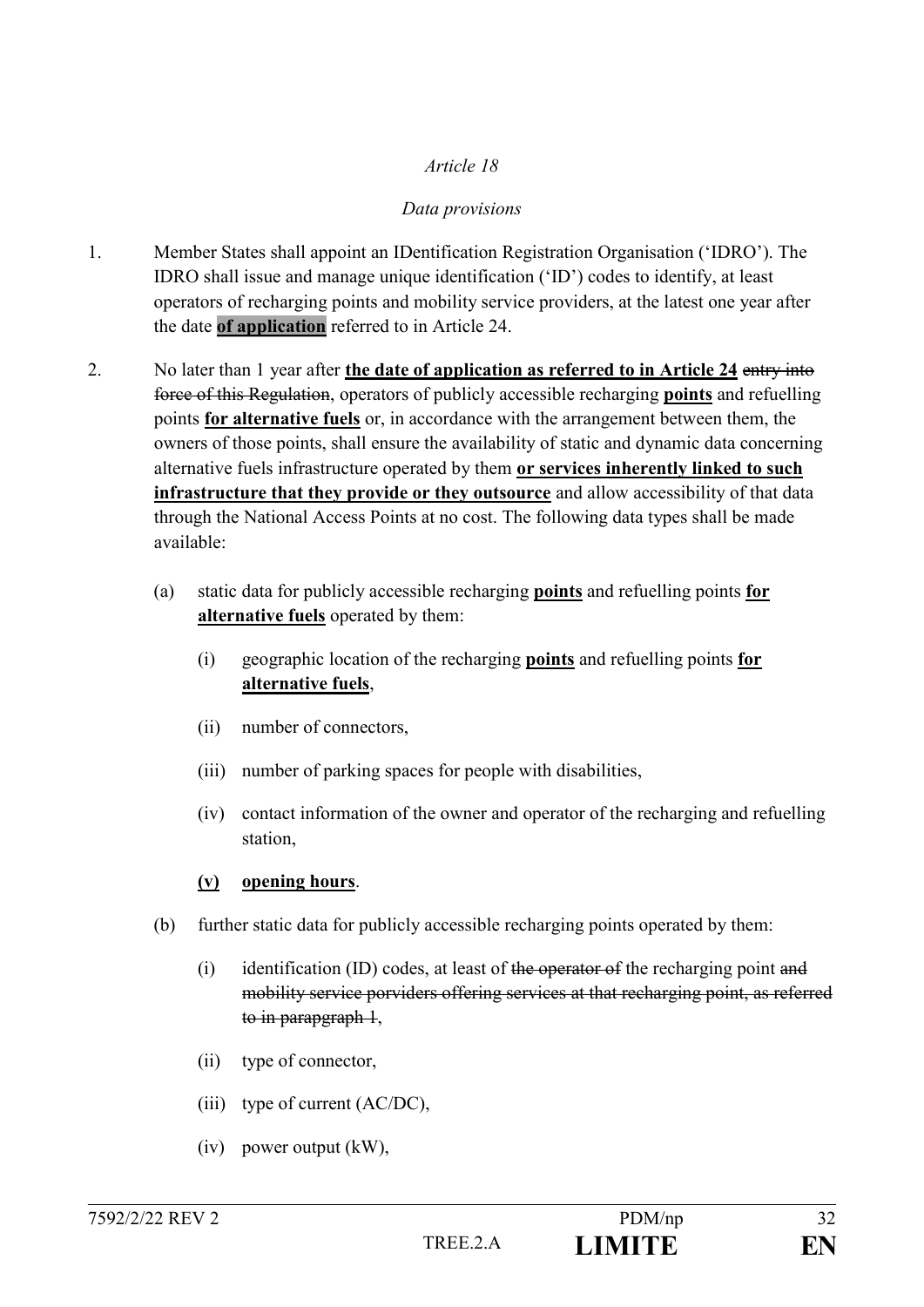*Article 18*

*Data provisions*

1. Member States shall appoint an IDentification Registration Organisation ('IDRO'). The IDRO shall issue and manage unique identification ('ID') codes to identify, at least operators of recharging points and mobility service providers, at the latest one year after the date **of application** referred to in Article 24.

2. No later than 1 year after **the date of application as referred to in Article 24** ~~entry into force of this Regulation~~, operators of publicly accessible recharging **points** and refuelling points **for alternative fuels** or, in accordance with the arrangement between them, the owners of those points, shall ensure the availability of static and dynamic data concerning alternative fuels infrastructure operated by them **or services inherently linked to such infrastructure that they provide or they outsource** and allow accessibility of that data through the National Access Points at no cost. The following data types shall be made available:

   (a) static data for publicly accessible recharging **points** and refuelling points **for alternative fuels** operated by them:

      (i) geographic location of the recharging **points** and refuelling points **for alternative fuels**,

      (ii) number of connectors,

      (iii) number of parking spaces for people with disabilities,

      (iv) contact information of the owner and operator of the recharging and refuelling station,

      **(v) opening hours**.

   (b) further static data for publicly accessible recharging points operated by them:

      (i) identification (ID) codes, at least of ~~the operator of~~ the recharging point ~~and mobility service porviders offering services at that recharging point, as referred to in parapgraph 1~~,

      (ii) type of connector,

      (iii) type of current (AC/DC),

      (iv) power output (kW),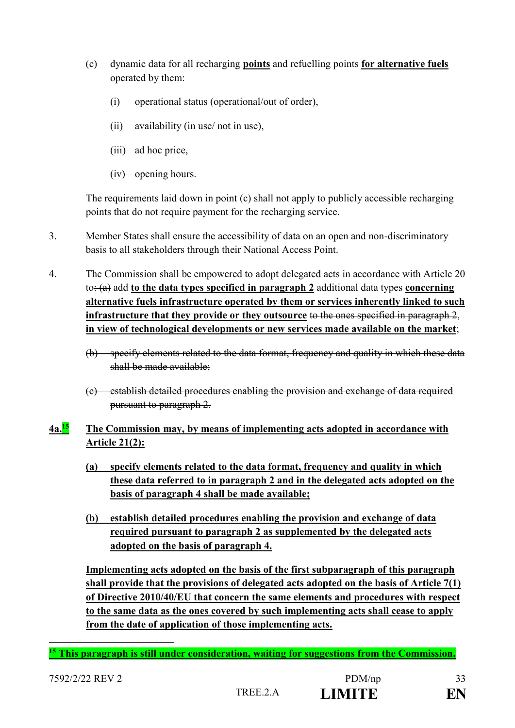(c) dynamic data for all recharging **points** and refuelling points **for alternative fuels** operated by them:

(i) operational status (operational/out of order),

(ii) availability (in use/ not in use),

(iii) ad hoc price,

~~(iv) opening hours.~~

The requirements laid down in point (c) shall not apply to publicly accessible recharging points that do not require payment for the recharging service.

3. Member States shall ensure the accessibility of data on an open and non-discriminatory basis to all stakeholders through their National Access Point.

4. The Commission shall be empowered to adopt delegated acts in accordance with Article 20 to~~: (a)~~ add **to the data types specified in paragraph 2** additional data types **concerning alternative fuels infrastructure operated by them or services inherently linked to such infrastructure that they provide or they outsource** ~~to the ones specified in paragraph 2~~, **in view of technological developments or new services made available on the market**;

~~(b) specify elements related to the data format, frequency and quality in which these data shall be made available;~~

~~(c) establish detailed procedures enabling the provision and exchange of data required pursuant to paragraph 2.~~

**4a.**[15] **The Commission may, by means of implementing acts adopted in accordance with Article 21(2):**

**(a) specify elements related to the data format, frequency and quality in which the~~se~~ data referred to in paragraph 2 and in the delegated acts adopted on the basis of paragraph 4 shall be made available;**

**(b) establish detailed procedures enabling the provision and exchange of data required pursuant to paragraph 2 as supplemented by the delegated acts adopted on the basis of paragraph 4.**

**Implementing acts adopted on the basis of the first subparagraph of this paragraph shall provide that the provisions of delegated acts adopted on the basis of Article 7(1) of Directive 2010/40/EU that concern the same elements and procedures with respect to the same data as the ones covered by such implementing acts shall cease to apply from the date of application of those implementing acts.**

---

[15] **This paragraph is still under consideration, waiting for suggestions from the Commission.**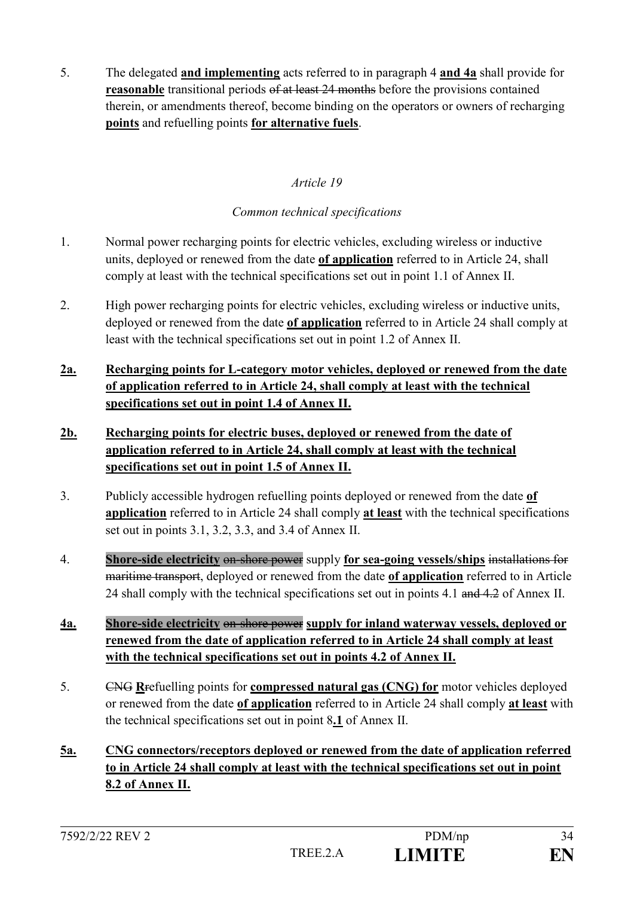5. The delegated **<u>and implementing</u>** acts referred to in paragraph 4 **<u>and 4a</u>** shall provide for **<u>reasonable</u>** transitional periods ~~of at least 24 months~~ before the provisions contained therein, or amendments thereof, become binding on the operators or owners of recharging **<u>points</u>** and refuelling points **<u>for alternative fuels</u>**.

*Article 19*

*Common technical specifications*

1. Normal power recharging points for electric vehicles, excluding wireless or inductive units, deployed or renewed from the date **<u>of application</u>** referred to in Article 24, shall comply at least with the technical specifications set out in point 1.1 of Annex II.

2. High power recharging points for electric vehicles, excluding wireless or inductive units, deployed or renewed from the date **<u>of application</u>** referred to in Article 24 shall comply at least with the technical specifications set out in point 1.2 of Annex II.

**<u>2a. Recharging points for L-category motor vehicles, deployed or renewed from the date of application referred to in Article 24, shall comply at least with the technical specifications set out in point 1.4 of Annex II.</u>**

**<u>2b. Recharging points for electric buses, deployed or renewed from the date of application referred to in Article 24, shall comply at least with the technical specifications set out in point 1.5 of Annex II.</u>**

3. Publicly accessible hydrogen refuelling points deployed or renewed from the date **<u>of application</u>** referred to in Article 24 shall comply **<u>at least</u>** with the technical specifications set out in points 3.1, 3.2, 3.3, and 3.4 of Annex II.

4. **<u>Shore-side electricity</u>** ~~on-shore power~~ supply **<u>for sea-going vessels/ships</u>** ~~installations for maritime transport~~, deployed or renewed from the date **<u>of application</u>** referred to in Article 24 shall comply with the technical specifications set out in points 4.1 ~~and 4.2~~ of Annex II.

**<u>4a. Shore-side electricity</u>** ~~on-shore power~~ **<u>supply for inland waterway vessels, deployed or renewed from the date of application referred to in Article 24 shall comply at least with the technical specifications set out in points 4.2 of Annex II.</u>**

5. ~~CNG~~ **<u>R</u>**~~r~~efuelling points for **<u>compressed natural gas (CNG) for</u>** motor vehicles deployed or renewed from the date **<u>of application</u>** referred to in Article 24 shall comply **<u>at least</u>** with the technical specifications set out in point 8**<u>.1</u>** of Annex II.

**<u>5a. CNG connectors/receptors deployed or renewed from the date of application referred to in Article 24 shall comply at least with the technical specifications set out in point 8.2 of Annex II.</u>**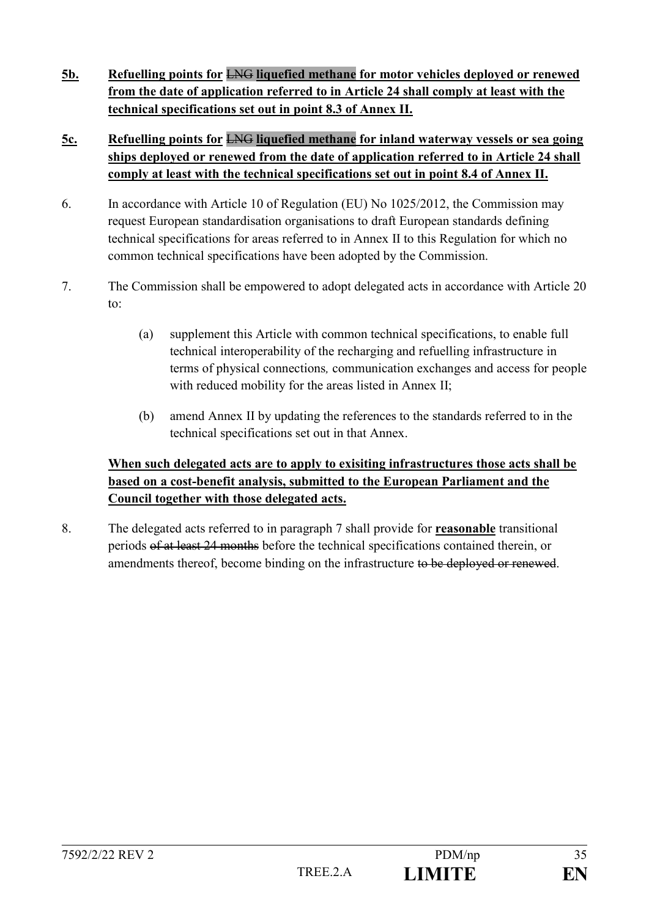**5b.** **Refuelling points for ~~LNG~~ liquefied methane for motor vehicles deployed or renewed from the date of application referred to in Article 24 shall comply at least with the technical specifications set out in point 8.3 of Annex II.**

**5c.** **Refuelling points for ~~LNG~~ liquefied methane for inland waterway vessels or sea going ships deployed or renewed from the date of application referred to in Article 24 shall comply at least with the technical specifications set out in point 8.4 of Annex II.**

6. In accordance with Article 10 of Regulation (EU) No 1025/2012, the Commission may request European standardisation organisations to draft European standards defining technical specifications for areas referred to in Annex II to this Regulation for which no common technical specifications have been adopted by the Commission.

7. The Commission shall be empowered to adopt delegated acts in accordance with Article 20 to:

   (a) supplement this Article with common technical specifications, to enable full technical interoperability of the recharging and refuelling infrastructure in terms of physical connections*,* communication exchanges and access for people with reduced mobility for the areas listed in Annex II;

   (b) amend Annex II by updating the references to the standards referred to in the technical specifications set out in that Annex.

   **When such delegated acts are to apply to exisiting infrastructures those acts shall be based on a cost-benefit analysis, submitted to the European Parliament and the Council together with those delegated acts.**

8. The delegated acts referred to in paragraph 7 shall provide for **reasonable** transitional periods ~~of at least 24 months~~ before the technical specifications contained therein, or amendments thereof, become binding on the infrastructure ~~to be deployed or renewed~~.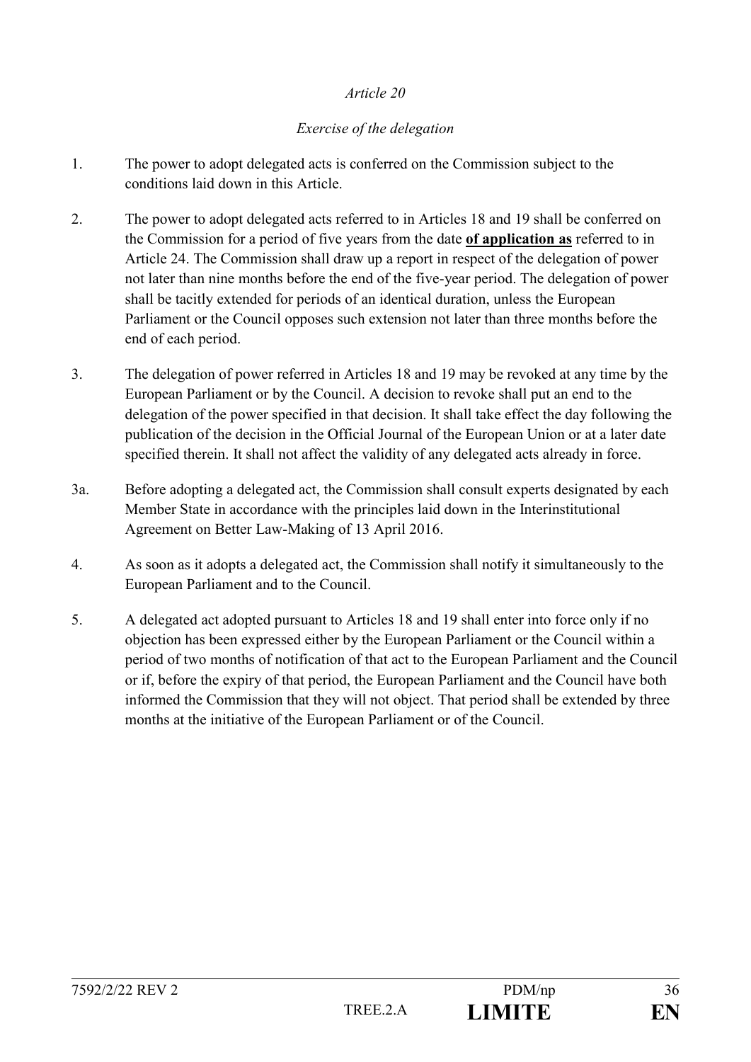*Article 20*

*Exercise of the delegation*

1. The power to adopt delegated acts is conferred on the Commission subject to the conditions laid down in this Article.

2. The power to adopt delegated acts referred to in Articles 18 and 19 shall be conferred on the Commission for a period of five years from the date **of application as** referred to in Article 24. The Commission shall draw up a report in respect of the delegation of power not later than nine months before the end of the five-year period. The delegation of power shall be tacitly extended for periods of an identical duration, unless the European Parliament or the Council opposes such extension not later than three months before the end of each period.

3. The delegation of power referred in Articles 18 and 19 may be revoked at any time by the European Parliament or by the Council. A decision to revoke shall put an end to the delegation of the power specified in that decision. It shall take effect the day following the publication of the decision in the Official Journal of the European Union or at a later date specified therein. It shall not affect the validity of any delegated acts already in force.

3a. Before adopting a delegated act, the Commission shall consult experts designated by each Member State in accordance with the principles laid down in the Interinstitutional Agreement on Better Law-Making of 13 April 2016.

4. As soon as it adopts a delegated act, the Commission shall notify it simultaneously to the European Parliament and to the Council.

5. A delegated act adopted pursuant to Articles 18 and 19 shall enter into force only if no objection has been expressed either by the European Parliament or the Council within a period of two months of notification of that act to the European Parliament and the Council or if, before the expiry of that period, the European Parliament and the Council have both informed the Commission that they will not object. That period shall be extended by three months at the initiative of the European Parliament or of the Council.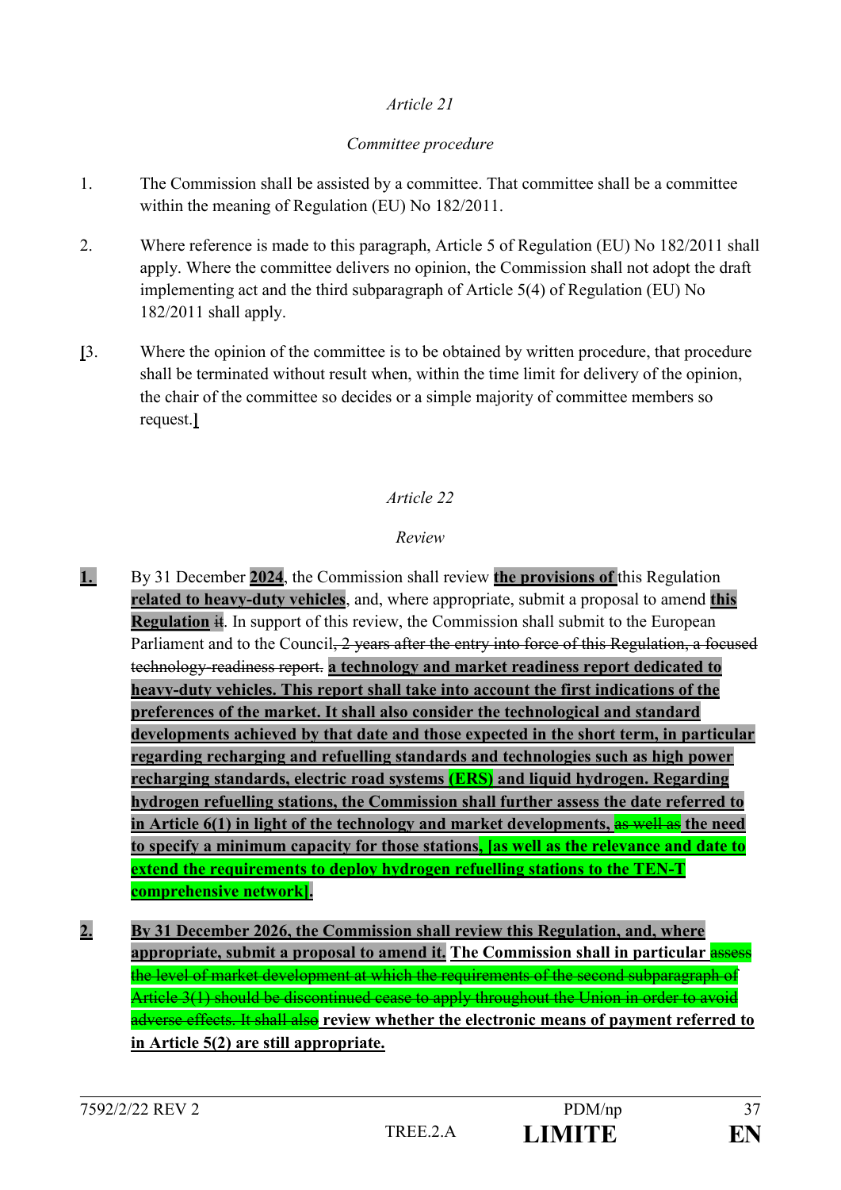*Article 21*

*Committee procedure*

1. The Commission shall be assisted by a committee. That committee shall be a committee within the meaning of Regulation (EU) No 182/2011.

2. Where reference is made to this paragraph, Article 5 of Regulation (EU) No 182/2011 shall apply. Where the committee delivers no opinion, the Commission shall not adopt the draft implementing act and the third subparagraph of Article 5(4) of Regulation (EU) No 182/2011 shall apply.

**[**3. Where the opinion of the committee is to be obtained by written procedure, that procedure shall be terminated without result when, within the time limit for delivery of the opinion, the chair of the committee so decides or a simple majority of committee members so request.**]**

*Article 22*

*Review*

**1.** By 31 December **2024**, the Commission shall review **the provisions of** this Regulation **related to heavy-duty vehicles**, and, where appropriate, submit a proposal to amend **this Regulation** ~~it~~. In support of this review, the Commission shall submit to the European Parliament and to the Council~~, 2 years after the entry into force of this Regulation, a focused technology-readiness report.~~ **a technology and market readiness report dedicated to heavy-duty vehicles. This report shall take into account the first indications of the preferences of the market. It shall also consider the technological and standard developments achieved by that date and those expected in the short term, in particular regarding recharging and refuelling standards and technologies such as high power recharging standards, electric road systems (ERS) and liquid hydrogen. Regarding hydrogen refuelling stations, the Commission shall further assess the date referred to in Article 6(1) in light of the technology and market developments,** ~~as well as~~ **the need to specify a minimum capacity for those stations, [as well as the relevance and date to extend the requirements to deploy hydrogen refuelling stations to the TEN-T comprehensive network].**

**2.** **By 31 December 2026, the Commission shall review this Regulation, and, where appropriate, submit a proposal to amend it. The Commission shall in particular** ~~assess the level of market development at which the requirements of the second subparagraph of Article 3(1) should be discontinued cease to apply throughout the Union in order to avoid adverse effects. It shall also~~ **review whether the electronic means of payment referred to in Article 5(2) are still appropriate.**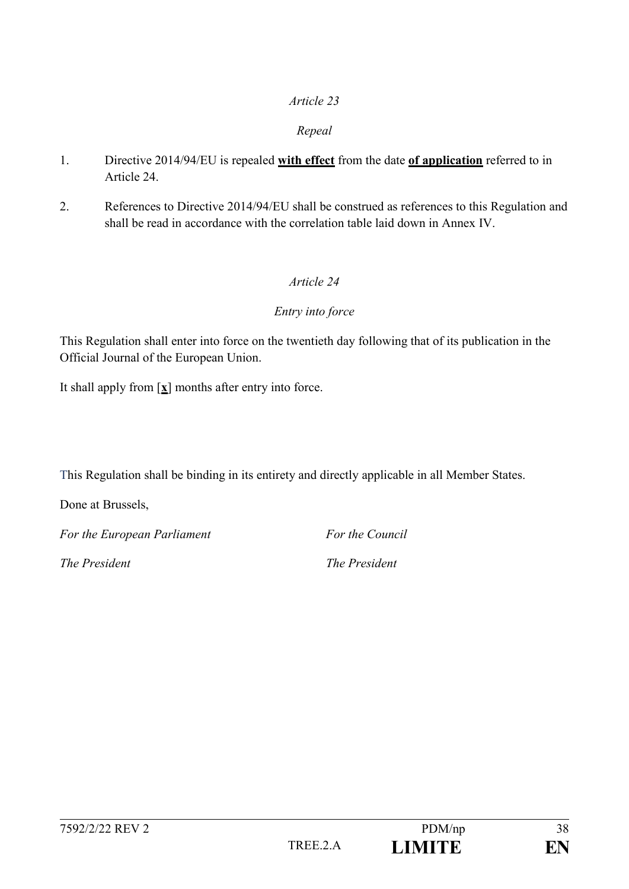*Article 23*

*Repeal*

1. Directive 2014/94/EU is repealed **with effect** from the date **of application** referred to in Article 24.

2. References to Directive 2014/94/EU shall be construed as references to this Regulation and shall be read in accordance with the correlation table laid down in Annex IV.

*Article 24*

*Entry into force*

This Regulation shall enter into force on the twentieth day following that of its publication in the Official Journal of the European Union.

It shall apply from [**x**] months after entry into force.

This Regulation shall be binding in its entirety and directly applicable in all Member States.

Done at Brussels,

*For the European Parliament* *For the Council*

*The President* *The President*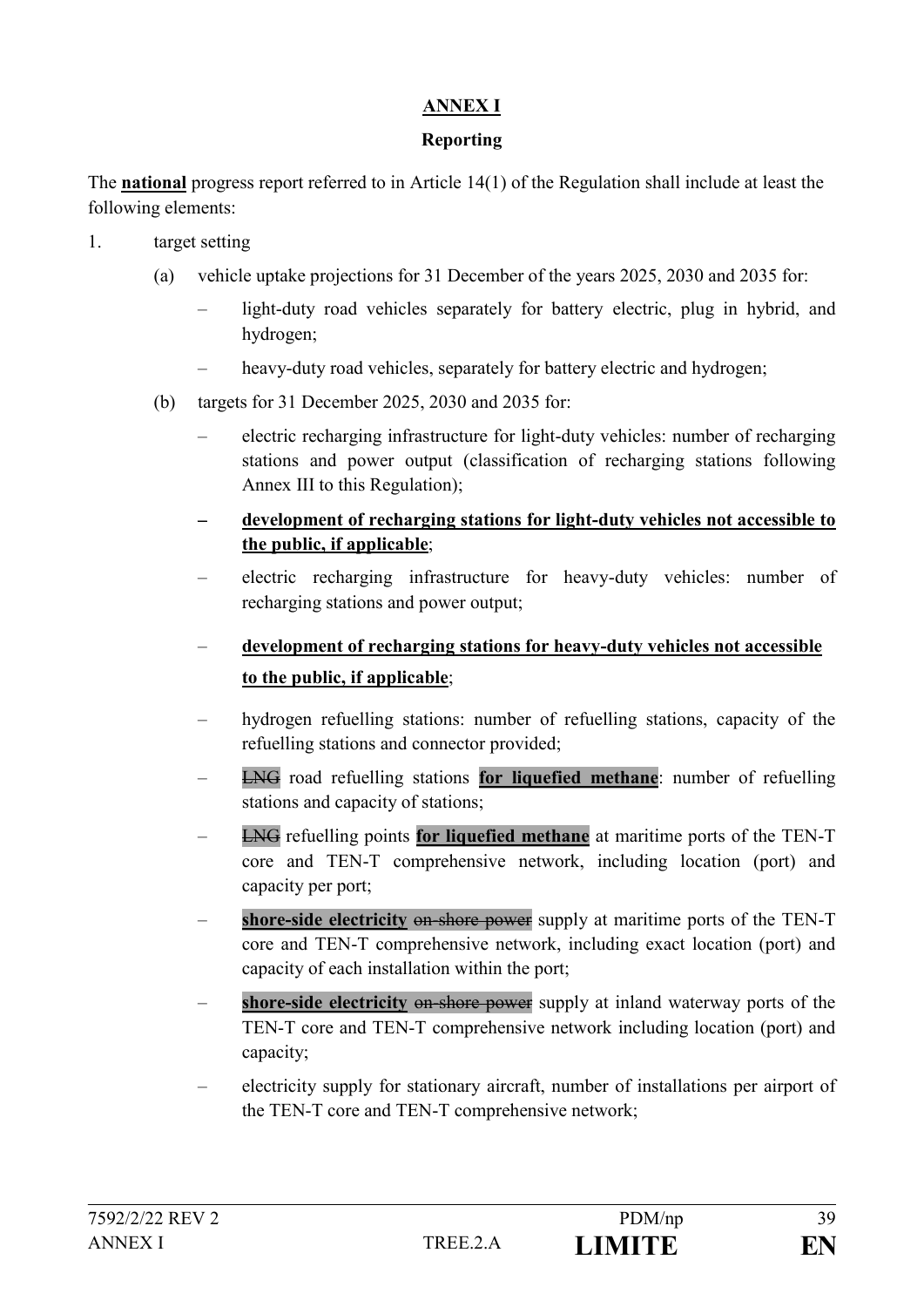**ANNEX I**

**Reporting**

The **national** progress report referred to in Article 14(1) of the Regulation shall include at least the following elements:

1. target setting

   (a) vehicle uptake projections for 31 December of the years 2025, 2030 and 2035 for:

   – light-duty road vehicles separately for battery electric, plug in hybrid, and hydrogen;

   – heavy-duty road vehicles, separately for battery electric and hydrogen;

   (b) targets for 31 December 2025, 2030 and 2035 for:

   – electric recharging infrastructure for light-duty vehicles: number of recharging stations and power output (classification of recharging stations following Annex III to this Regulation);

   – **development of recharging stations for light-duty vehicles not accessible to the public, if applicable**;

   – electric recharging infrastructure for heavy-duty vehicles: number of recharging stations and power output;

   – **development of recharging stations for heavy-duty vehicles not accessible to the public, if applicable**;

   – hydrogen refuelling stations: number of refuelling stations, capacity of the refuelling stations and connector provided;

   – ~~LNG~~ road refuelling stations **for liquefied methane**: number of refuelling stations and capacity of stations;

   – ~~LNG~~ refuelling points **for liquefied methane** at maritime ports of the TEN-T core and TEN-T comprehensive network, including location (port) and capacity per port;

   – **shore-side electricity** ~~on-shore power~~ supply at maritime ports of the TEN-T core and TEN-T comprehensive network, including exact location (port) and capacity of each installation within the port;

   – **shore-side electricity** ~~on-shore power~~ supply at inland waterway ports of the TEN-T core and TEN-T comprehensive network including location (port) and capacity;

   – electricity supply for stationary aircraft, number of installations per airport of the TEN-T core and TEN-T comprehensive network;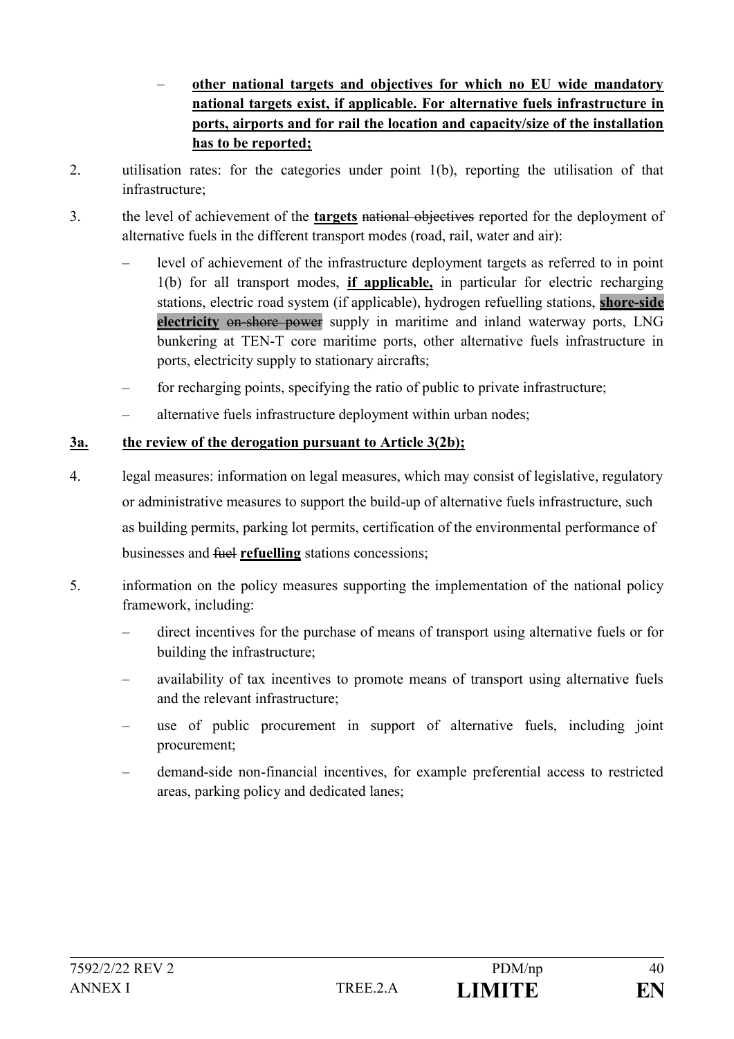- **other national targets and objectives for which no EU wide mandatory national targets exist, if applicable. For alternative fuels infrastructure in ports, airports and for rail the location and capacity/size of the installation has to be reported;**

2. utilisation rates: for the categories under point 1(b), reporting the utilisation of that infrastructure;

3. the level of achievement of the **targets** ~~national objectives~~ reported for the deployment of alternative fuels in the different transport modes (road, rail, water and air):
   - level of achievement of the infrastructure deployment targets as referred to in point 1(b) for all transport modes, **if applicable,** in particular for electric recharging stations, electric road system (if applicable), hydrogen refuelling stations, **shore-side electricity** ~~on-shore power~~ supply in maritime and inland waterway ports, LNG bunkering at TEN-T core maritime ports, other alternative fuels infrastructure in ports, electricity supply to stationary aircrafts;
   - for recharging points, specifying the ratio of public to private infrastructure;
   - alternative fuels infrastructure deployment within urban nodes;

**3a. the review of the derogation pursuant to Article 3(2b);**

4. legal measures: information on legal measures, which may consist of legislative, regulatory or administrative measures to support the build-up of alternative fuels infrastructure, such as building permits, parking lot permits, certification of the environmental performance of businesses and ~~fuel~~ **refuelling** stations concessions;

5. information on the policy measures supporting the implementation of the national policy framework, including:
   - direct incentives for the purchase of means of transport using alternative fuels or for building the infrastructure;
   - availability of tax incentives to promote means of transport using alternative fuels and the relevant infrastructure;
   - use of public procurement in support of alternative fuels, including joint procurement;
   - demand-side non-financial incentives, for example preferential access to restricted areas, parking policy and dedicated lanes;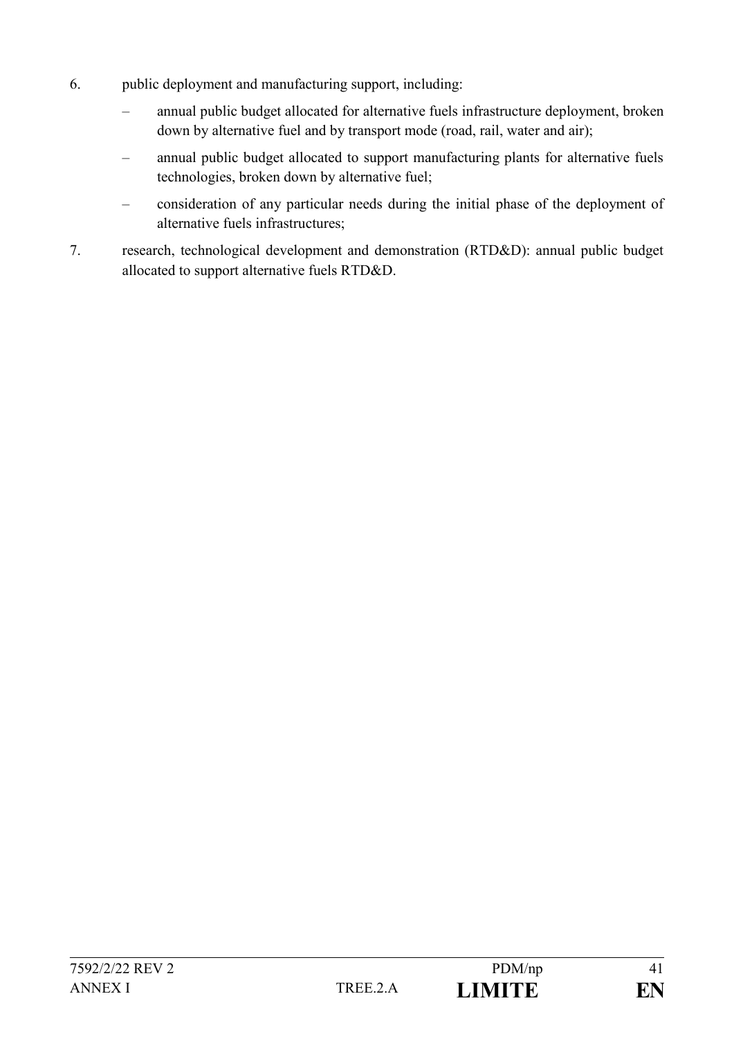6. public deployment and manufacturing support, including:

   – annual public budget allocated for alternative fuels infrastructure deployment, broken down by alternative fuel and by transport mode (road, rail, water and air);

   – annual public budget allocated to support manufacturing plants for alternative fuels technologies, broken down by alternative fuel;

   – consideration of any particular needs during the initial phase of the deployment of alternative fuels infrastructures;

7. research, technological development and demonstration (RTD&D): annual public budget allocated to support alternative fuels RTD&D.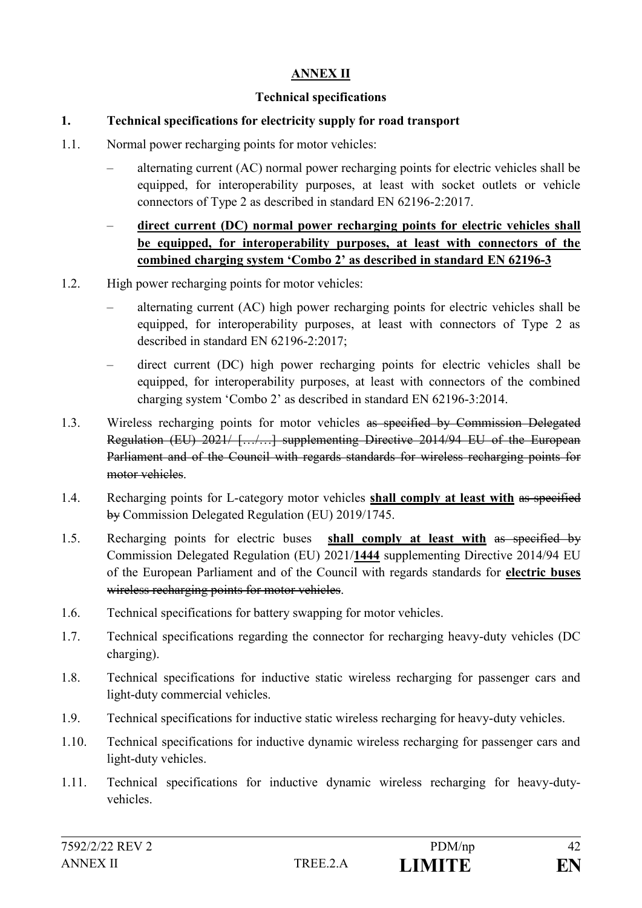# ANNEX II

## Technical specifications

**1. Technical specifications for electricity supply for road transport**

1.1. Normal power recharging points for motor vehicles:

– alternating current (AC) normal power recharging points for electric vehicles shall be equipped, for interoperability purposes, at least with socket outlets or vehicle connectors of Type 2 as described in standard EN 62196-2:2017.

– **direct current (DC) normal power recharging points for electric vehicles shall be equipped, for interoperability purposes, at least with connectors of the combined charging system 'Combo 2' as described in standard EN 62196-3**

1.2. High power recharging points for motor vehicles:

– alternating current (AC) high power recharging points for electric vehicles shall be equipped, for interoperability purposes, at least with connectors of Type 2 as described in standard EN 62196-2:2017;

– direct current (DC) high power recharging points for electric vehicles shall be equipped, for interoperability purposes, at least with connectors of the combined charging system 'Combo 2' as described in standard EN 62196-3:2014.

1.3. Wireless recharging points for motor vehicles ~~as specified by Commission Delegated Regulation (EU) 2021/ […/…] supplementing Directive 2014/94 EU of the European Parliament and of the Council with regards standards for wireless recharging points for motor vehicles~~.

1.4. Recharging points for L-category motor vehicles **shall comply at least with** ~~as specified by~~ Commission Delegated Regulation (EU) 2019/1745.

1.5. Recharging points for electric buses **shall comply at least with** ~~as specified by~~ Commission Delegated Regulation (EU) 2021/**1444** supplementing Directive 2014/94 EU of the European Parliament and of the Council with regards standards for **electric buses** ~~wireless recharging points for motor vehicles~~.

1.6. Technical specifications for battery swapping for motor vehicles.

1.7. Technical specifications regarding the connector for recharging heavy-duty vehicles (DC charging).

1.8. Technical specifications for inductive static wireless recharging for passenger cars and light-duty commercial vehicles.

1.9. Technical specifications for inductive static wireless recharging for heavy-duty vehicles.

1.10. Technical specifications for inductive dynamic wireless recharging for passenger cars and light-duty vehicles.

1.11. Technical specifications for inductive dynamic wireless recharging for heavy-duty-vehicles.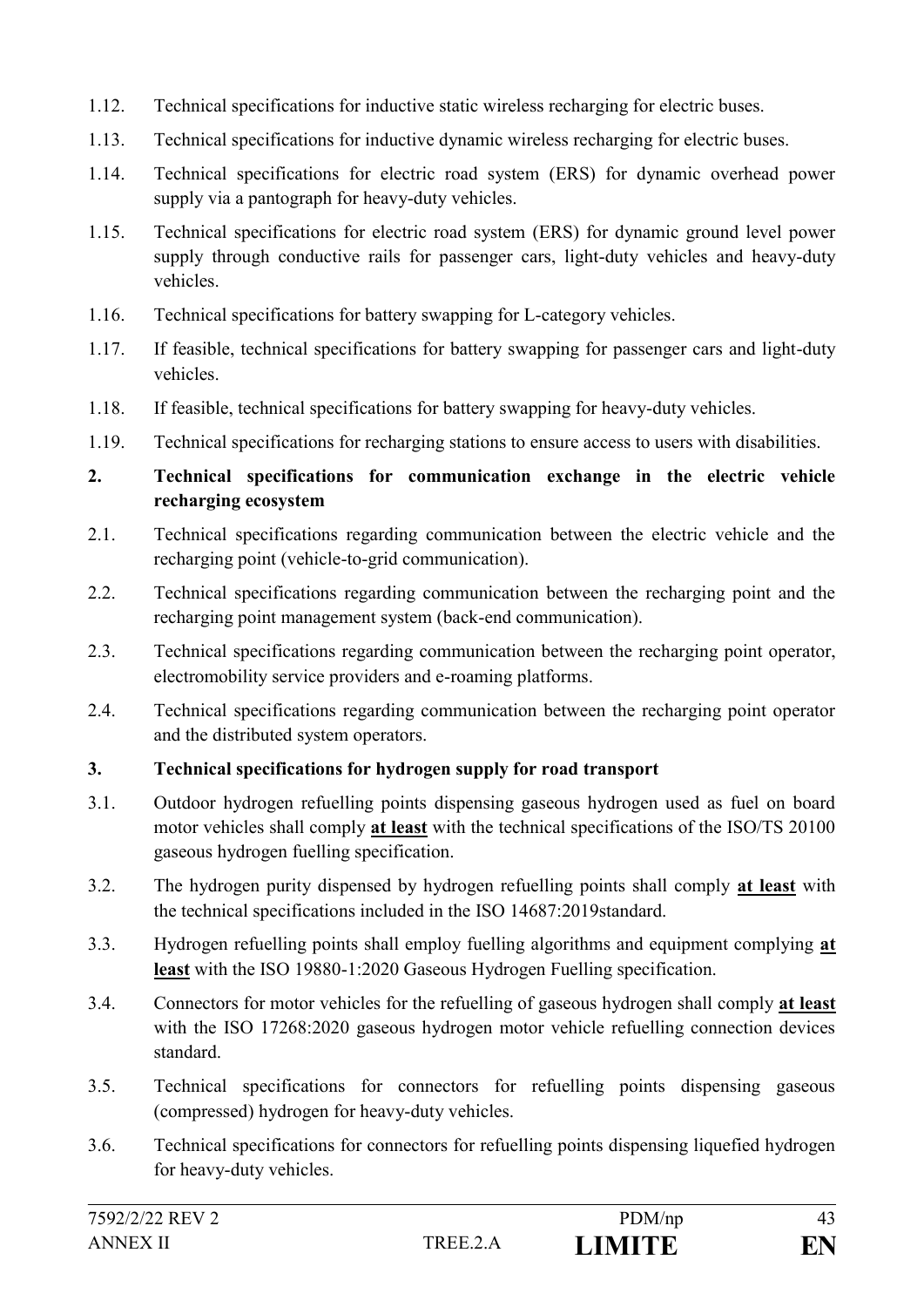1.12. Technical specifications for inductive static wireless recharging for electric buses.

1.13. Technical specifications for inductive dynamic wireless recharging for electric buses.

1.14. Technical specifications for electric road system (ERS) for dynamic overhead power supply via a pantograph for heavy-duty vehicles.

1.15. Technical specifications for electric road system (ERS) for dynamic ground level power supply through conductive rails for passenger cars, light-duty vehicles and heavy-duty vehicles.

1.16. Technical specifications for battery swapping for L-category vehicles.

1.17. If feasible, technical specifications for battery swapping for passenger cars and light-duty vehicles.

1.18. If feasible, technical specifications for battery swapping for heavy-duty vehicles.

1.19. Technical specifications for recharging stations to ensure access to users with disabilities.

**2. Technical specifications for communication exchange in the electric vehicle recharging ecosystem**

2.1. Technical specifications regarding communication between the electric vehicle and the recharging point (vehicle-to-grid communication).

2.2. Technical specifications regarding communication between the recharging point and the recharging point management system (back-end communication).

2.3. Technical specifications regarding communication between the recharging point operator, electromobility service providers and e-roaming platforms.

2.4. Technical specifications regarding communication between the recharging point operator and the distributed system operators.

**3. Technical specifications for hydrogen supply for road transport**

3.1. Outdoor hydrogen refuelling points dispensing gaseous hydrogen used as fuel on board motor vehicles shall comply **at least** with the technical specifications of the ISO/TS 20100 gaseous hydrogen fuelling specification.

3.2. The hydrogen purity dispensed by hydrogen refuelling points shall comply **at least** with the technical specifications included in the ISO 14687:2019standard.

3.3. Hydrogen refuelling points shall employ fuelling algorithms and equipment complying **at least** with the ISO 19880-1:2020 Gaseous Hydrogen Fuelling specification.

3.4. Connectors for motor vehicles for the refuelling of gaseous hydrogen shall comply **at least** with the ISO 17268:2020 gaseous hydrogen motor vehicle refuelling connection devices standard.

3.5. Technical specifications for connectors for refuelling points dispensing gaseous (compressed) hydrogen for heavy-duty vehicles.

3.6. Technical specifications for connectors for refuelling points dispensing liquefied hydrogen for heavy-duty vehicles.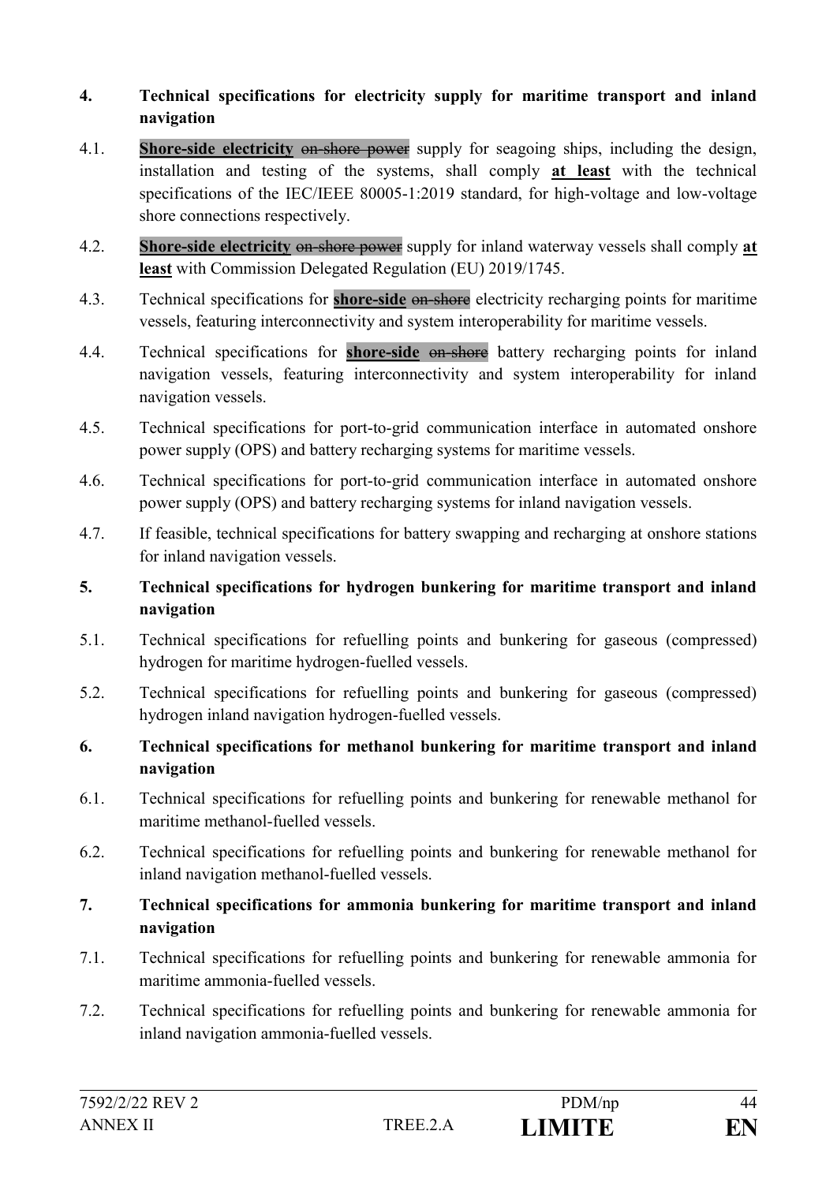**4. Technical specifications for electricity supply for maritime transport and inland navigation**

4.1. **Shore-side electricity** ~~on-shore power~~ supply for seagoing ships, including the design, installation and testing of the systems, shall comply **at least** with the technical specifications of the IEC/IEEE 80005-1:2019 standard, for high-voltage and low-voltage shore connections respectively.

4.2. **Shore-side electricity** ~~on-shore power~~ supply for inland waterway vessels shall comply **at least** with Commission Delegated Regulation (EU) 2019/1745.

4.3. Technical specifications for **shore-side** ~~on-shore~~ electricity recharging points for maritime vessels, featuring interconnectivity and system interoperability for maritime vessels.

4.4. Technical specifications for **shore-side** ~~on-shore~~ battery recharging points for inland navigation vessels, featuring interconnectivity and system interoperability for inland navigation vessels.

4.5. Technical specifications for port-to-grid communication interface in automated onshore power supply (OPS) and battery recharging systems for maritime vessels.

4.6. Technical specifications for port-to-grid communication interface in automated onshore power supply (OPS) and battery recharging systems for inland navigation vessels.

4.7. If feasible, technical specifications for battery swapping and recharging at onshore stations for inland navigation vessels.

**5. Technical specifications for hydrogen bunkering for maritime transport and inland navigation**

5.1. Technical specifications for refuelling points and bunkering for gaseous (compressed) hydrogen for maritime hydrogen-fuelled vessels.

5.2. Technical specifications for refuelling points and bunkering for gaseous (compressed) hydrogen inland navigation hydrogen-fuelled vessels.

**6. Technical specifications for methanol bunkering for maritime transport and inland navigation**

6.1. Technical specifications for refuelling points and bunkering for renewable methanol for maritime methanol-fuelled vessels.

6.2. Technical specifications for refuelling points and bunkering for renewable methanol for inland navigation methanol-fuelled vessels.

**7. Technical specifications for ammonia bunkering for maritime transport and inland navigation**

7.1. Technical specifications for refuelling points and bunkering for renewable ammonia for maritime ammonia-fuelled vessels.

7.2. Technical specifications for refuelling points and bunkering for renewable ammonia for inland navigation ammonia-fuelled vessels.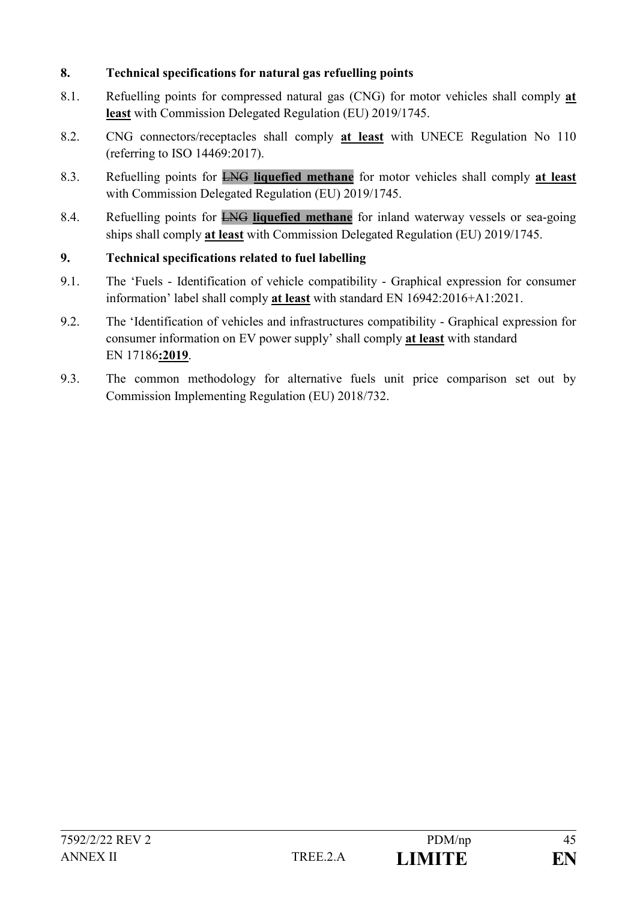**8. Technical specifications for natural gas refuelling points**

8.1. Refuelling points for compressed natural gas (CNG) for motor vehicles shall comply **at least** with Commission Delegated Regulation (EU) 2019/1745.

8.2. CNG connectors/receptacles shall comply **at least** with UNECE Regulation No 110 (referring to ISO 14469:2017).

8.3. Refuelling points for ~~LNG~~ **liquefied methane** for motor vehicles shall comply **at least** with Commission Delegated Regulation (EU) 2019/1745.

8.4. Refuelling points for ~~LNG~~ **liquefied methane** for inland waterway vessels or sea-going ships shall comply **at least** with Commission Delegated Regulation (EU) 2019/1745.

**9. Technical specifications related to fuel labelling**

9.1. The 'Fuels - Identification of vehicle compatibility - Graphical expression for consumer information' label shall comply **at least** with standard EN 16942:2016+A1:2021.

9.2. The 'Identification of vehicles and infrastructures compatibility - Graphical expression for consumer information on EV power supply' shall comply **at least** with standard EN 17186**:2019**.

9.3. The common methodology for alternative fuels unit price comparison set out by Commission Implementing Regulation (EU) 2018/732.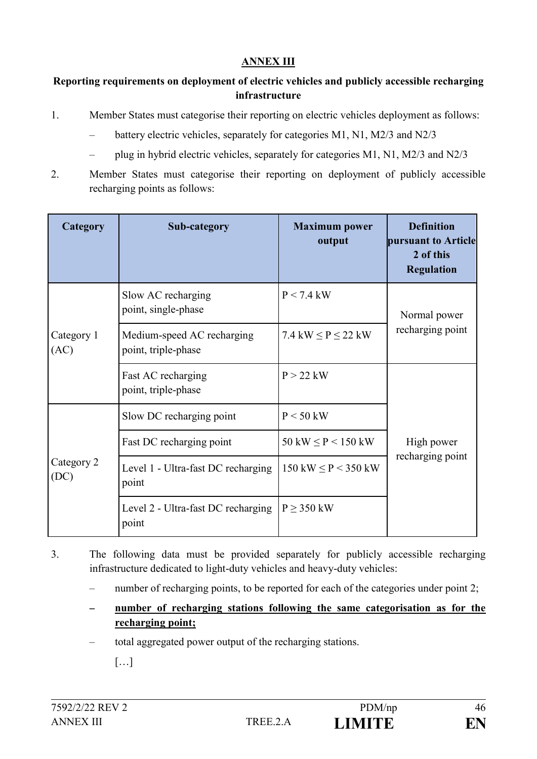**ANNEX III**

**Reporting requirements on deployment of electric vehicles and publicly accessible recharging infrastructure**

1. Member States must categorise their reporting on electric vehicles deployment as follows:
   - battery electric vehicles, separately for categories M1, N1, M2/3 and N2/3
   - plug in hybrid electric vehicles, separately for categories M1, N1, M2/3 and N2/3

2. Member States must categorise their reporting on deployment of publicly accessible recharging points as follows:

| Category | Sub-category | Maximum power output | Definition pursuant to Article 2 of this Regulation |
|---|---|---|---|
| Category 1 (AC) | Slow AC recharging point, single-phase | $P < 7.4$ kW | Normal power recharging point |
| | Medium-speed AC recharging point, triple-phase | $7.4 \text{ kW} \leq P \leq 22$ kW | |
| | Fast AC recharging point, triple-phase | $P > 22$ kW | High power recharging point |
| Category 2 (DC) | Slow DC recharging point | $P < 50$ kW | |
| | Fast DC recharging point | $50 \text{ kW} \leq P < 150$ kW | |
| | Level 1 - Ultra-fast DC recharging point | $150 \text{ kW} \leq P < 350$ kW | |
| | Level 2 - Ultra-fast DC recharging point | $P \geq 350$ kW | |

3. The following data must be provided separately for publicly accessible recharging infrastructure dedicated to light-duty vehicles and heavy-duty vehicles:
   - number of recharging points, to be reported for each of the categories under point 2;
   - **number of recharging stations following the same categorisation as for the recharging point;**
   - total aggregated power output of the recharging stations.

   […]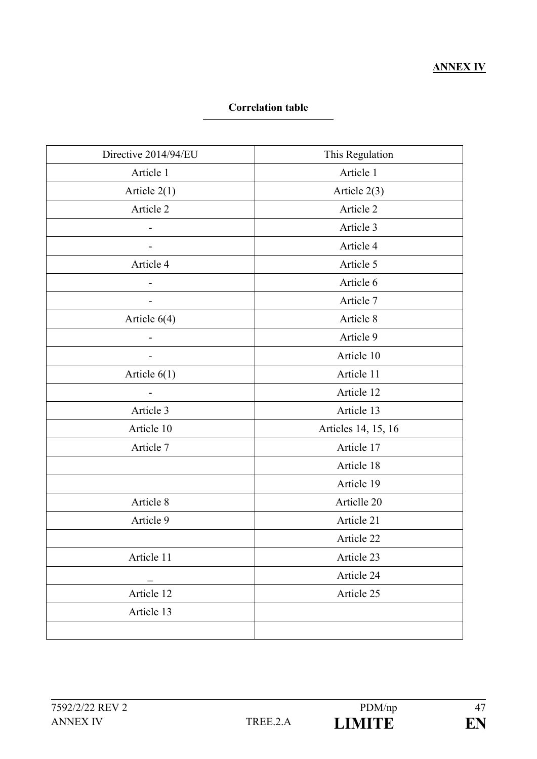**ANNEX IV**

**Correlation table**

| Directive 2014/94/EU | This Regulation |
|---|---|
| Article 1 | Article 1 |
| Article 2(1) | Article 2(3) |
| Article 2 | Article 2 |
| - | Article 3 |
| - | Article 4 |
| Article 4 | Article 5 |
| - | Article 6 |
| - | Article 7 |
| Article 6(4) | Article 8 |
| - | Article 9 |
| - | Article 10 |
| Article 6(1) | Article 11 |
| - | Article 12 |
| Article 3 | Article 13 |
| Article 10 | Articles 14, 15, 16 |
| Article 7 | Article 17 |
| | Article 18 |
| | Article 19 |
| Article 8 | Articlle 20 |
| Article 9 | Article 21 |
| | Article 22 |
| Article 11 | Article 23 |
| _ | Article 24 |
| Article 12 | Article 25 |
| Article 13 | |
| | |